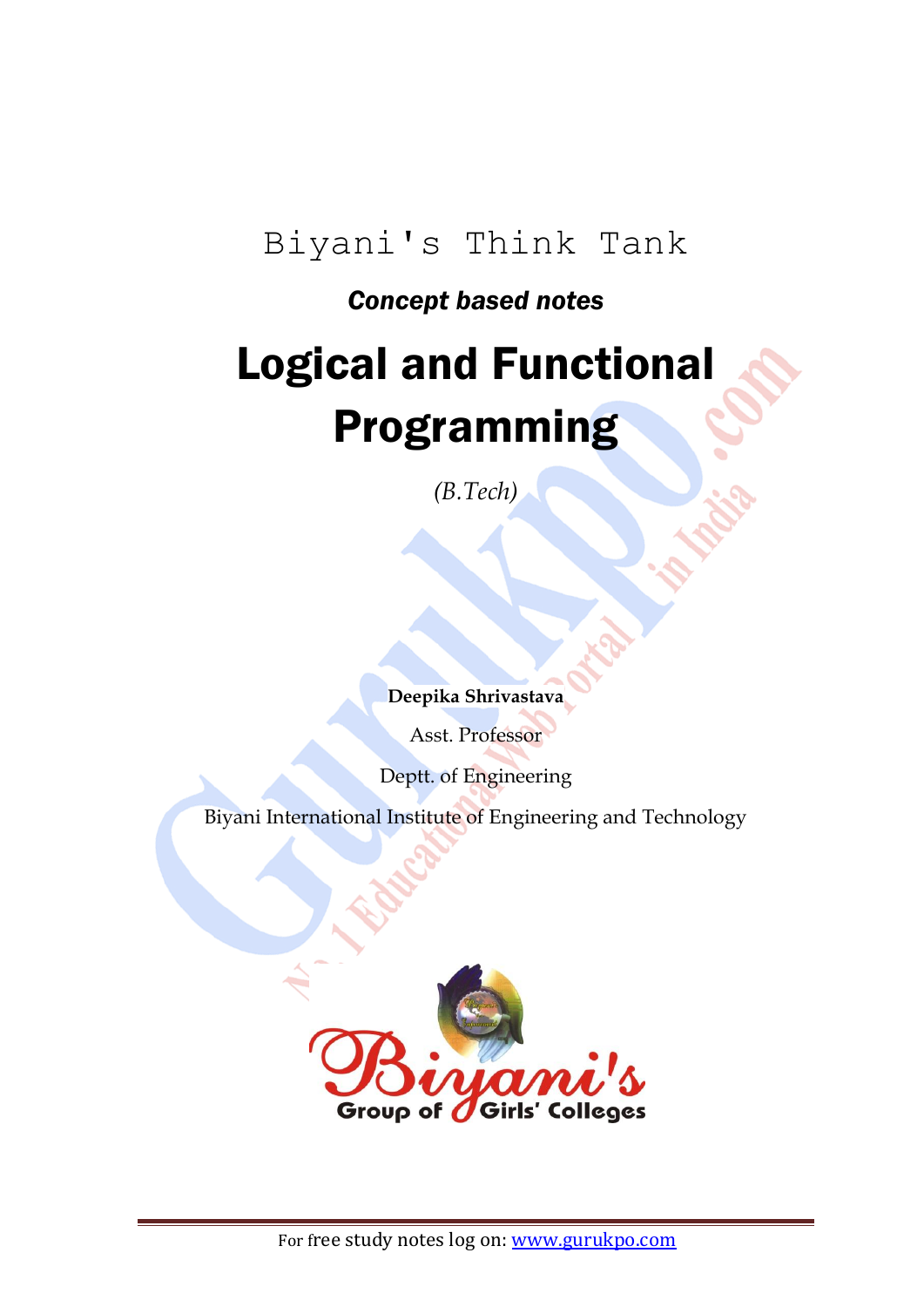Biyani's Think Tank

***Concept based notes***

# Logical and Functional Programming

*(B.Tech)*

**Deepika Shrivastava**

Asst. Professor

Deptt. of Engineering

Biyani International Institute of Engineering and Technology

Biyani's Group of Girls' Colleges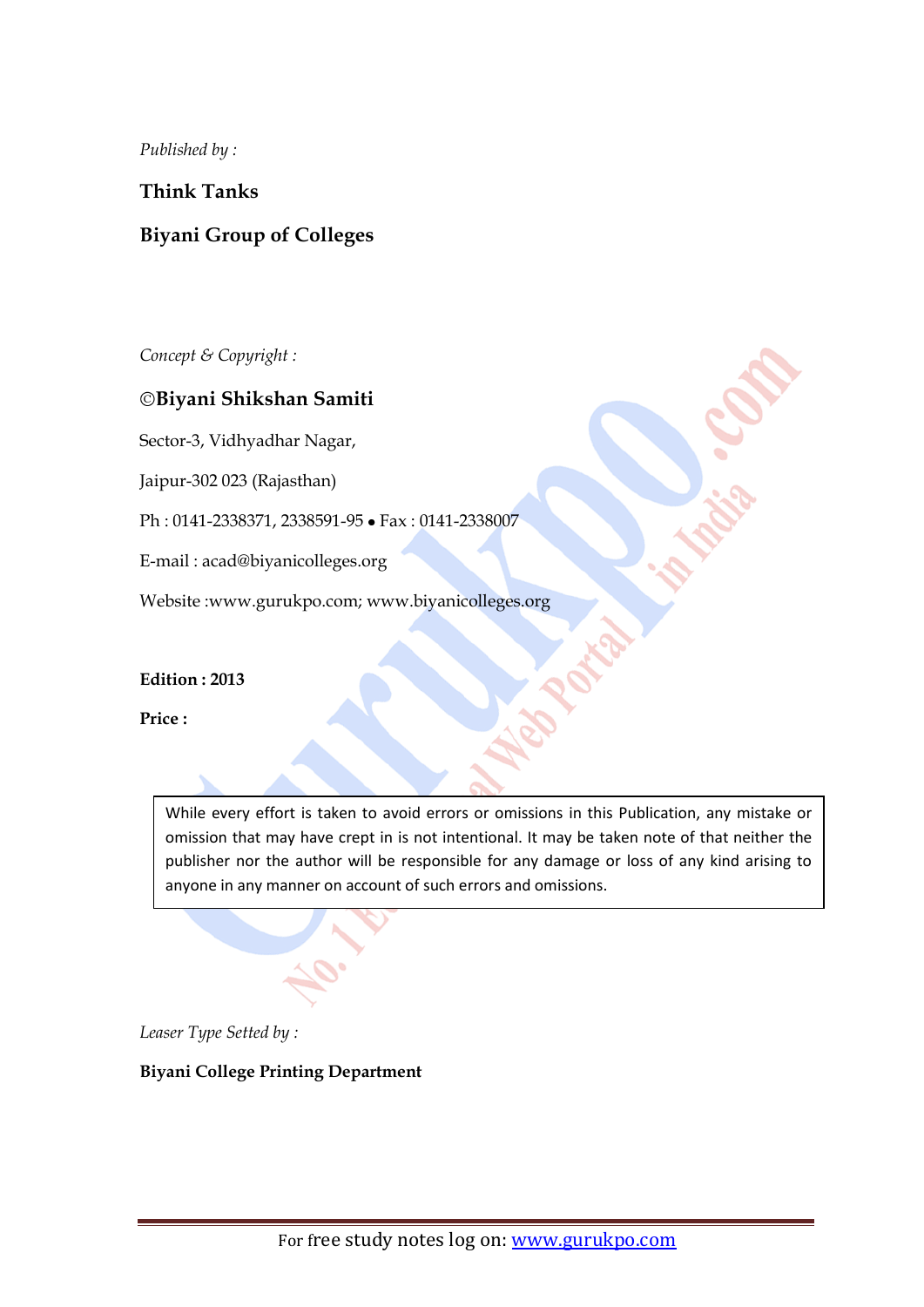*Published by :*

**Think Tanks**

**Biyani Group of Colleges**

*Concept & Copyright :*

**©Biyani Shikshan Samiti**

Sector-3, Vidhyadhar Nagar,

Jaipur-302 023 (Rajasthan)

Ph : 0141-2338371, 2338591-95 • Fax : 0141-2338007

E-mail : acad@biyanicolleges.org

Website :www.gurukpo.com; www.biyanicolleges.org

**Edition : 2013**

**Price :**

> While every effort is taken to avoid errors or omissions in this Publication, any mistake or omission that may have crept in is not intentional. It may be taken note of that neither the publisher nor the author will be responsible for any damage or loss of any kind arising to anyone in any manner on account of such errors and omissions.

*Leaser Type Setted by :*

**Biyani College Printing Department**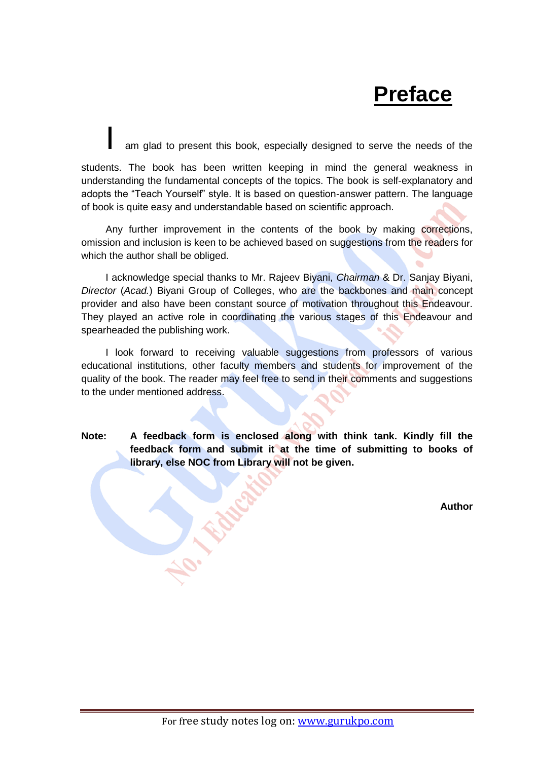# Preface

I am glad to present this book, especially designed to serve the needs of the students. The book has been written keeping in mind the general weakness in understanding the fundamental concepts of the topics. The book is self-explanatory and adopts the "Teach Yourself" style. It is based on question-answer pattern. The language of book is quite easy and understandable based on scientific approach.

Any further improvement in the contents of the book by making corrections, omission and inclusion is keen to be achieved based on suggestions from the readers for which the author shall be obliged.

I acknowledge special thanks to Mr. Rajeev Biyani, *Chairman* & Dr. Sanjay Biyani, *Director* (*Acad.*) Biyani Group of Colleges, who are the backbones and main concept provider and also have been constant source of motivation throughout this Endeavour. They played an active role in coordinating the various stages of this Endeavour and spearheaded the publishing work.

I look forward to receiving valuable suggestions from professors of various educational institutions, other faculty members and students for improvement of the quality of the book. The reader may feel free to send in their comments and suggestions to the under mentioned address.

**Note:** **A feedback form is enclosed along with think tank. Kindly fill the feedback form and submit it at the time of submitting to books of library, else NOC from Library will not be given.**

**Author**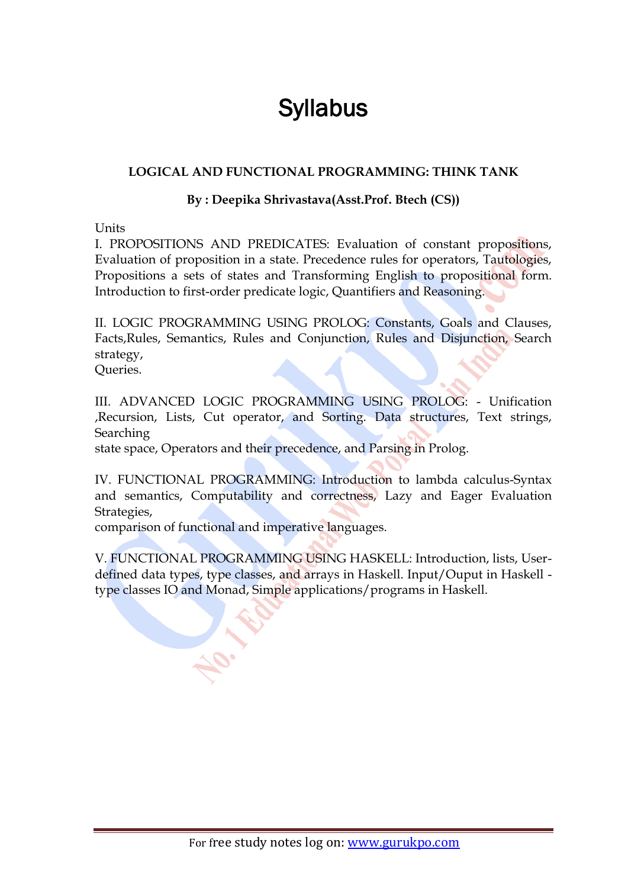# Syllabus

**LOGICAL AND FUNCTIONAL PROGRAMMING: THINK TANK**

**By : Deepika Shrivastava(Asst.Prof. Btech (CS))**

Units

I. PROPOSITIONS AND PREDICATES: Evaluation of constant propositions, Evaluation of proposition in a state. Precedence rules for operators, Tautologies, Propositions a sets of states and Transforming English to propositional form. Introduction to first-order predicate logic, Quantifiers and Reasoning.

II. LOGIC PROGRAMMING USING PROLOG: Constants, Goals and Clauses, Facts,Rules, Semantics, Rules and Conjunction, Rules and Disjunction, Search strategy,
Queries.

III. ADVANCED LOGIC PROGRAMMING USING PROLOG: - Unification ,Recursion, Lists, Cut operator, and Sorting. Data structures, Text strings, Searching
state space, Operators and their precedence, and Parsing in Prolog.

IV. FUNCTIONAL PROGRAMMING: Introduction to lambda calculus-Syntax and semantics, Computability and correctness, Lazy and Eager Evaluation Strategies,
comparison of functional and imperative languages.

V. FUNCTIONAL PROGRAMMING USING HASKELL: Introduction, lists, User-defined data types, type classes, and arrays in Haskell. Input/Ouput in Haskell - type classes IO and Monad, Simple applications/programs in Haskell.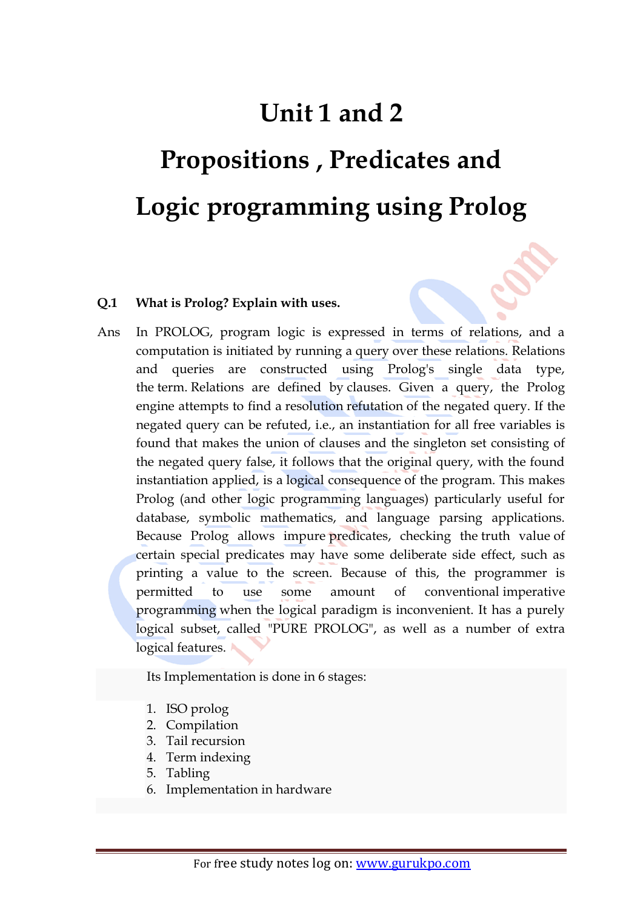# Unit 1 and 2

# Propositions , Predicates and Logic programming using Prolog

**Q.1 What is Prolog? Explain with uses.**

Ans In PROLOG, program logic is expressed in terms of relations, and a computation is initiated by running a query over these relations. Relations and queries are constructed using Prolog's single data type, the term. Relations are defined by clauses. Given a query, the Prolog engine attempts to find a resolution refutation of the negated query. If the negated query can be refuted, i.e., an instantiation for all free variables is found that makes the union of clauses and the singleton set consisting of the negated query false, it follows that the original query, with the found instantiation applied, is a logical consequence of the program. This makes Prolog (and other logic programming languages) particularly useful for database, symbolic mathematics, and language parsing applications. Because Prolog allows impure predicates, checking the truth value of certain special predicates may have some deliberate side effect, such as printing a value to the screen. Because of this, the programmer is permitted to use some amount of conventional imperative programming when the logical paradigm is inconvenient. It has a purely logical subset, called "PURE PROLOG", as well as a number of extra logical features.

Its Implementation is done in 6 stages:

1. ISO prolog
2. Compilation
3. Tail recursion
4. Term indexing
5. Tabling
6. Implementation in hardware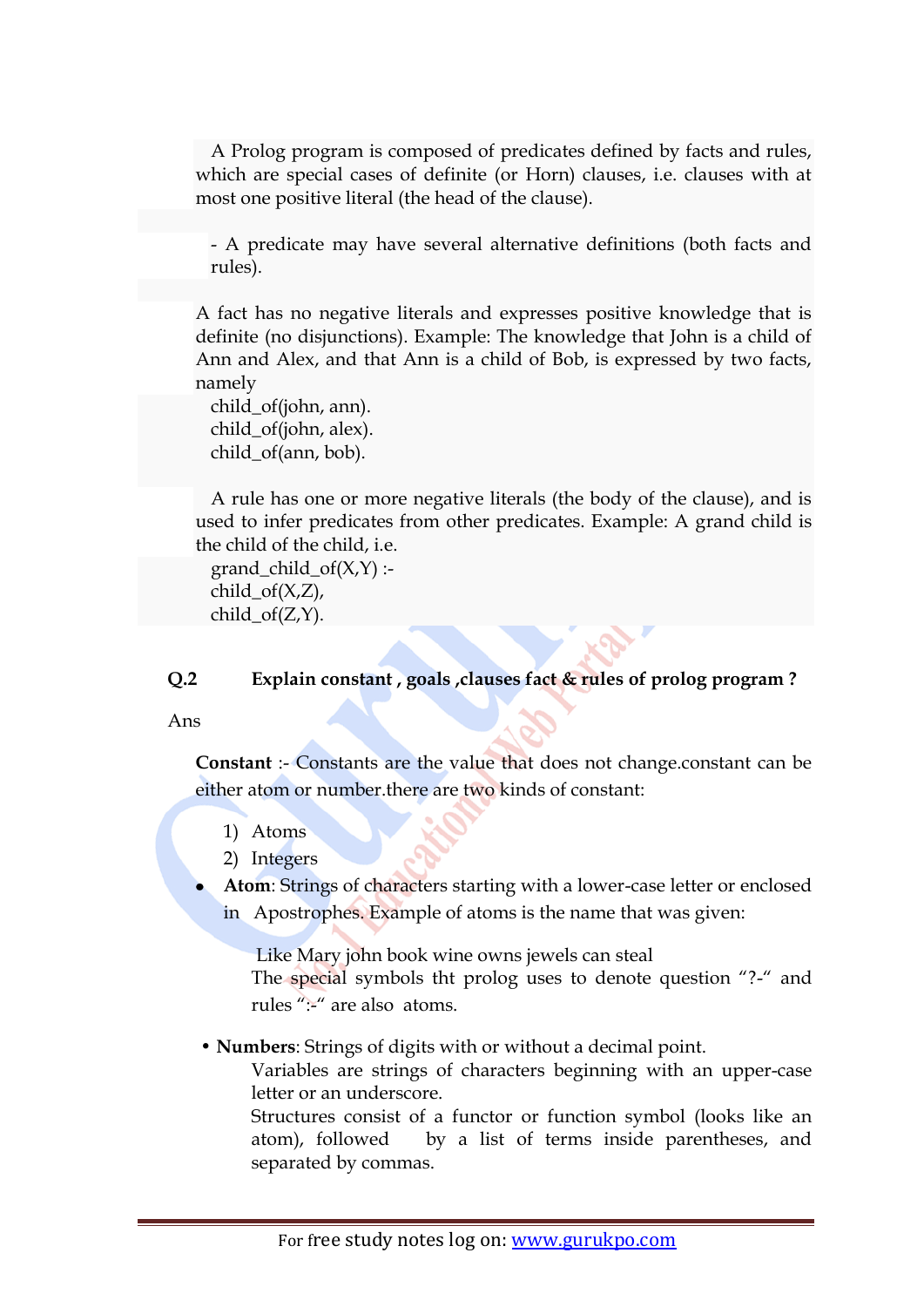A Prolog program is composed of predicates defined by facts and rules, which are special cases of definite (or Horn) clauses, i.e. clauses with at most one positive literal (the head of the clause).

- A predicate may have several alternative definitions (both facts and rules).

A fact has no negative literals and expresses positive knowledge that is definite (no disjunctions). Example: The knowledge that John is a child of Ann and Alex, and that Ann is a child of Bob, is expressed by two facts, namely

```
child_of(john, ann).
child_of(john, alex).
child_of(ann, bob).
```

A rule has one or more negative literals (the body of the clause), and is used to infer predicates from other predicates. Example: A grand child is the child of the child, i.e.

```
grand_child_of(X,Y) :-
child_of(X,Z),
child_of(Z,Y).
```

**Q.2 Explain constant , goals ,clauses fact & rules of prolog program ?**

Ans

**Constant** :- Constants are the value that does not change.constant can be either atom or number.there are two kinds of constant:

1) Atoms
2) Integers

- **Atom**: Strings of characters starting with a lower-case letter or enclosed in Apostrophes. Example of atoms is the name that was given:

  Like Mary john book wine owns jewels can steal
  The special symbols tht prolog uses to denote question "?-" and rules ":-" are also atoms.

- **Numbers**: Strings of digits with or without a decimal point.
  Variables are strings of characters beginning with an upper-case letter or an underscore.
  Structures consist of a functor or function symbol (looks like an atom), followed by a list of terms inside parentheses, and separated by commas.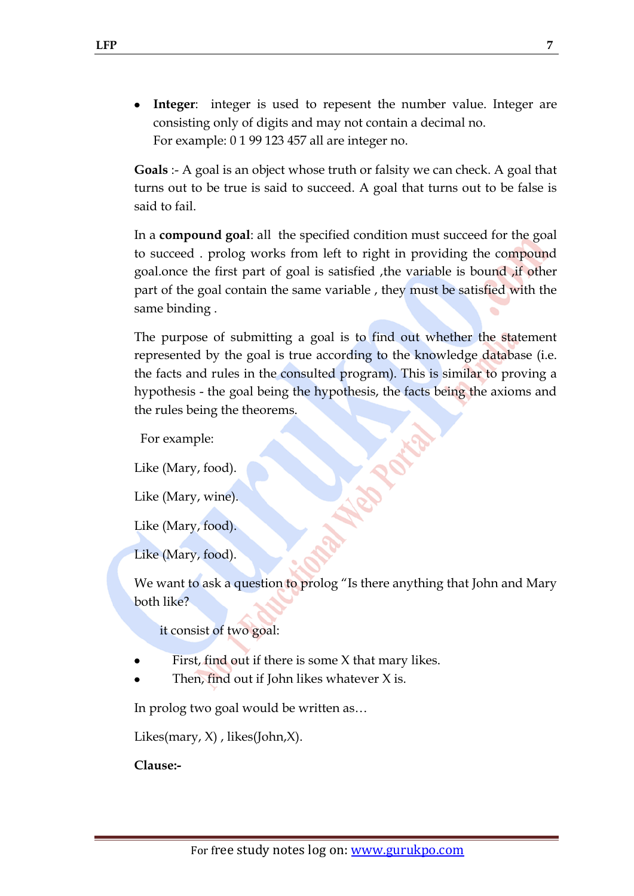- **Integer**:  integer is used to repesent the number value. Integer are consisting only of digits and may not contain a decimal no.
  For example: 0 1 99 123 457 all are integer no.

**Goals** :- A goal is an object whose truth or falsity we can check. A goal that turns out to be true is said to succeed. A goal that turns out to be false is said to fail.

In a **compound goal**: all  the specified condition must succeed for the goal to succeed . prolog works from left to right in providing the compound goal.once the first part of goal is satisfied ,the variable is bound ,if other part of the goal contain the same variable , they must be satisfied with the same binding .

The purpose of submitting a goal is to find out whether the statement represented by the goal is true according to the knowledge database (i.e. the facts and rules in the consulted program). This is similar to proving a hypothesis - the goal being the hypothesis, the facts being the axioms and the rules being the theorems.

For example:

Like (Mary, food).

Like (Mary, wine).

Like (Mary, food).

Like (Mary, food).

We want to ask a question to prolog "Is there anything that John and Mary both like?

it consist of two goal:

- First, find out if there is some X that mary likes.
- Then, find out if John likes whatever X is.

In prolog two goal would be written as…

Likes(mary, X) , likes(John,X).

**Clause:-**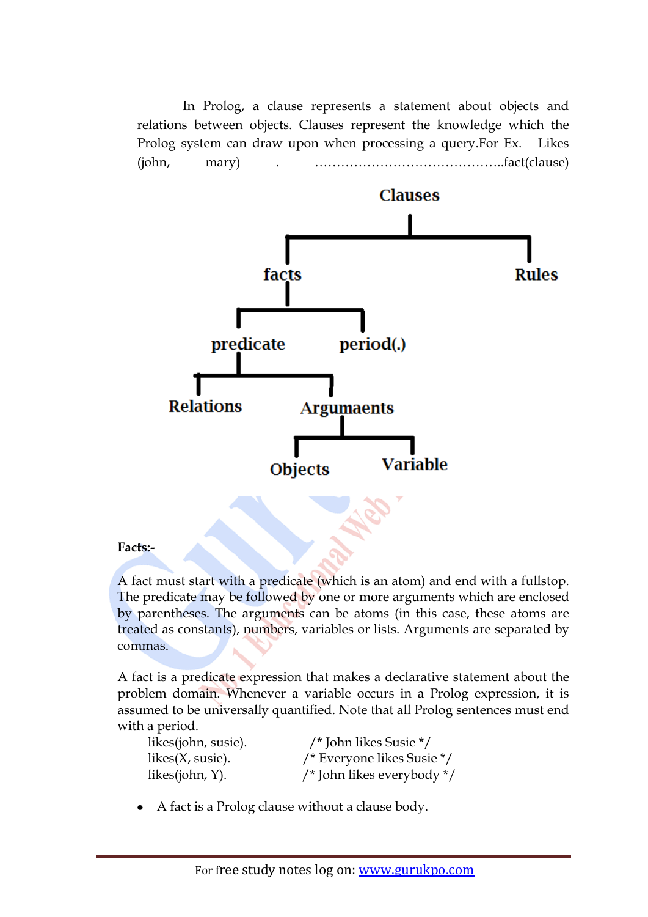In Prolog, a clause represents a statement about objects and relations between objects. Clauses represent the knowledge which the Prolog system can draw upon when processing a query.For Ex. Likes (john, mary) . ……………………………………..fact(clause)

Clauses

facts

Rules

predicate

period(.)

Relations

Argumaents

Objects

Variable

**Facts:-**

A fact must start with a predicate (which is an atom) and end with a fullstop. The predicate may be followed by one or more arguments which are enclosed by parentheses. The arguments can be atoms (in this case, these atoms are treated as constants), numbers, variables or lists. Arguments are separated by commas.

A fact is a predicate expression that makes a declarative statement about the problem domain. Whenever a variable occurs in a Prolog expression, it is assumed to be universally quantified. Note that all Prolog sentences must end with a period.

```
likes(john, susie).        /* John likes Susie */
likes(X, susie).           /* Everyone likes Susie */
likes(john, Y).            /* John likes everybody */
```

- A fact is a Prolog clause without a clause body.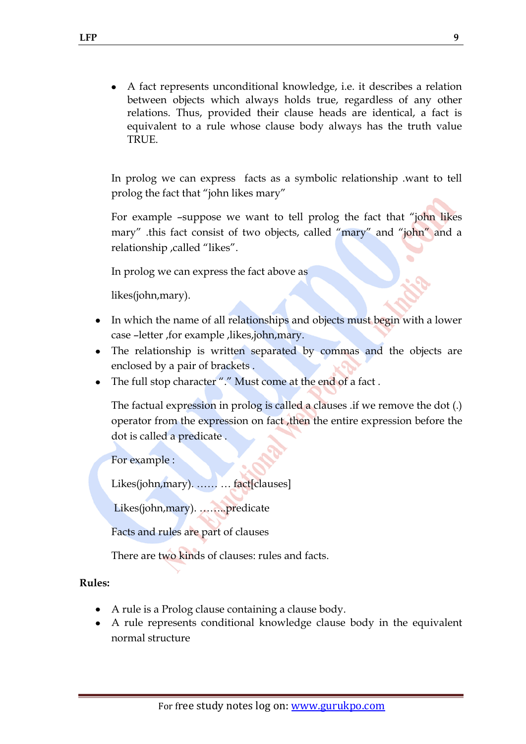- A fact represents unconditional knowledge, i.e. it describes a relation between objects which always holds true, regardless of any other relations. Thus, provided their clause heads are identical, a fact is equivalent to a rule whose clause body always has the truth value TRUE.

In prolog we can express facts as a symbolic relationship .want to tell prolog the fact that "john likes mary"

For example –suppose we want to tell prolog the fact that "john likes mary" .this fact consist of two objects, called "mary" and "john" and a relationship ,called "likes".

In prolog we can express the fact above as

likes(john,mary).

- In which the name of all relationships and objects must begin with a lower case –letter ,for example ,likes,john,mary.
- The relationship is written separated by commas and the objects are enclosed by a pair of brackets .
- The full stop character "." Must come at the end of a fact .

The factual expression in prolog is called a clauses .if we remove the dot (.) operator from the expression on fact ,then the entire expression before the dot is called a predicate .

For example :

Likes(john,mary). …… … fact[clauses]

Likes(john,mary). ……..predicate

Facts and rules are part of clauses

There are two kinds of clauses: rules and facts.

**Rules:**

- A rule is a Prolog clause containing a clause body.
- A rule represents conditional knowledge clause body in the equivalent normal structure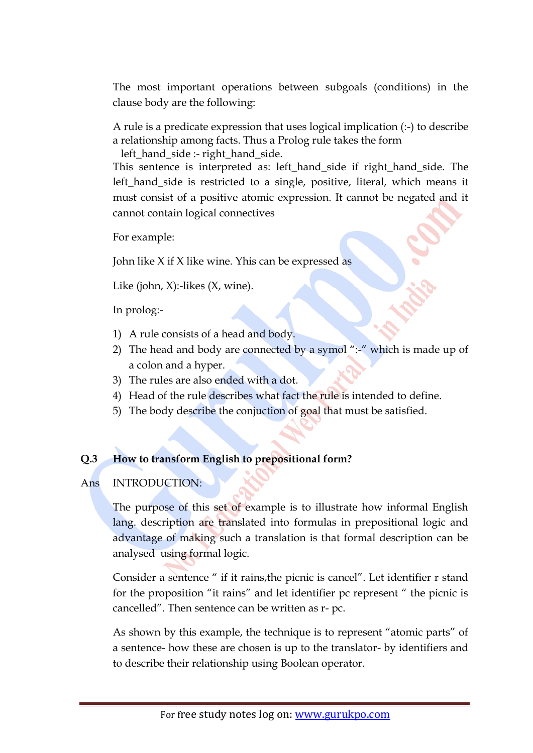The most important operations between subgoals (conditions) in the clause body are the following:

A rule is a predicate expression that uses logical implication (:-) to describe a relationship among facts. Thus a Prolog rule takes the form
  left_hand_side :- right_hand_side.
This sentence is interpreted as: left_hand_side if right_hand_side. The left_hand_side is restricted to a single, positive, literal, which means it must consist of a positive atomic expression. It cannot be negated and it cannot contain logical connectives

For example:

John like X if X like wine. Yhis can be expressed as

Like (john, X):-likes (X, wine).

In prolog:-

1) A rule consists of a head and body.
2) The head and body are connected by a symol ":-" which is made up of a colon and a hyper.
3) The rules are also ended with a dot.
4) Head of the rule describes what fact the rule is intended to define.
5) The body describe the conjuction of goal that must be satisfied.

**Q.3 How to transform English to prepositional form?**

Ans INTRODUCTION:

The purpose of this set of example is to illustrate how informal English lang. description are translated into formulas in prepositional logic and advantage of making such a translation is that formal description can be analysed using formal logic.

Consider a sentence " if it rains,the picnic is cancel". Let identifier r stand for the proposition "it rains" and let identifier pc represent " the picnic is cancelled". Then sentence can be written as r- pc.

As shown by this example, the technique is to represent "atomic parts" of a sentence- how these are chosen is up to the translator- by identifiers and to describe their relationship using Boolean operator.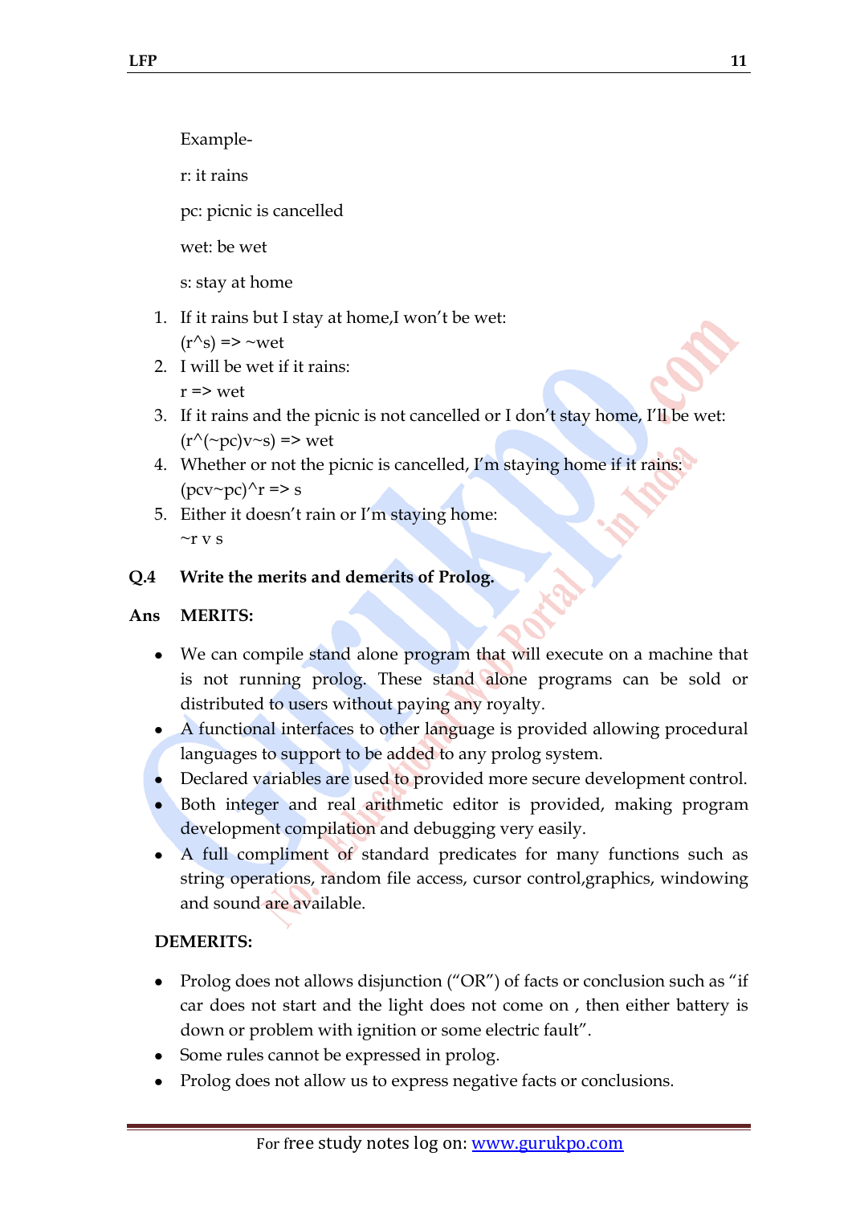Example-

r: it rains

pc: picnic is cancelled

wet: be wet

s: stay at home

1. If it rains but I stay at home,I won't be wet:
   $(r \wedge s) \Rightarrow \sim wet$
2. I will be wet if it rains:
   $r \Rightarrow wet$
3. If it rains and the picnic is not cancelled or I don't stay home, I'll be wet:
   $(r \wedge (\sim pc) \vee \sim s) \Rightarrow wet$
4. Whether or not the picnic is cancelled, I'm staying home if it rains:
   $(pc \vee \sim pc) \wedge r \Rightarrow s$
5. Either it doesn't rain or I'm staying home:
   $\sim r \vee s$

**Q.4 Write the merits and demerits of Prolog.**

**Ans MERITS:**

- We can compile stand alone program that will execute on a machine that is not running prolog. These stand alone programs can be sold or distributed to users without paying any royalty.
- A functional interfaces to other language is provided allowing procedural languages to support to be added to any prolog system.
- Declared variables are used to provided more secure development control.
- Both integer and real arithmetic editor is provided, making program development compilation and debugging very easily.
- A full compliment of standard predicates for many functions such as string operations, random file access, cursor control,graphics, windowing and sound are available.

**DEMERITS:**

- Prolog does not allows disjunction ("OR") of facts or conclusion such as "if car does not start and the light does not come on , then either battery is down or problem with ignition or some electric fault".
- Some rules cannot be expressed in prolog.
- Prolog does not allow us to express negative facts or conclusions.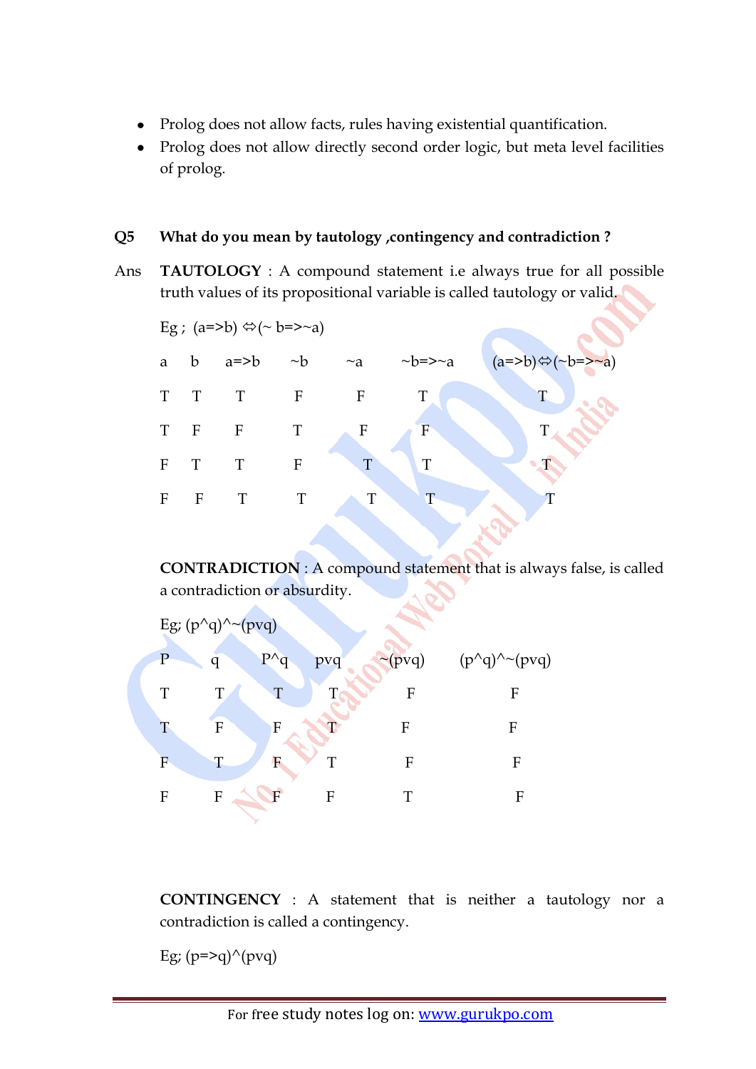- Prolog does not allow facts, rules having existential quantification.
- Prolog does not allow directly second order logic, but meta level facilities of prolog.

**Q5 What do you mean by tautology ,contingency and contradiction ?**

Ans **TAUTOLOGY** : A compound statement i.e always true for all possible truth values of its propositional variable is called tautology or valid.

Eg ; (a=>b) ⇔(~ b=>~a)

| a | b | a=>b | ~b | ~a | ~b=>~a | (a=>b)⇔(~b=>~a) |
|---|---|---|---|---|---|---|
| T | T | T | F | F | T | T |
| T | F | F | T | F | F | T |
| F | T | T | F | T | T | T |
| F | F | T | T | T | T | T |

**CONTRADICTION** : A compound statement that is always false, is called a contradiction or absurdity.

Eg; (p^q)^~(pvq)

| P | q | P^q | pvq | ~(pvq) | (p^q)^~(pvq) |
|---|---|---|---|---|---|
| T | T | T | T | F | F |
| T | F | F | T | F | F |
| F | T | F | T | F | F |
| F | F | F | F | T | F |

**CONTINGENCY** : A statement that is neither a tautology nor a contradiction is called a contingency.

Eg; (p=>q)^(pvq)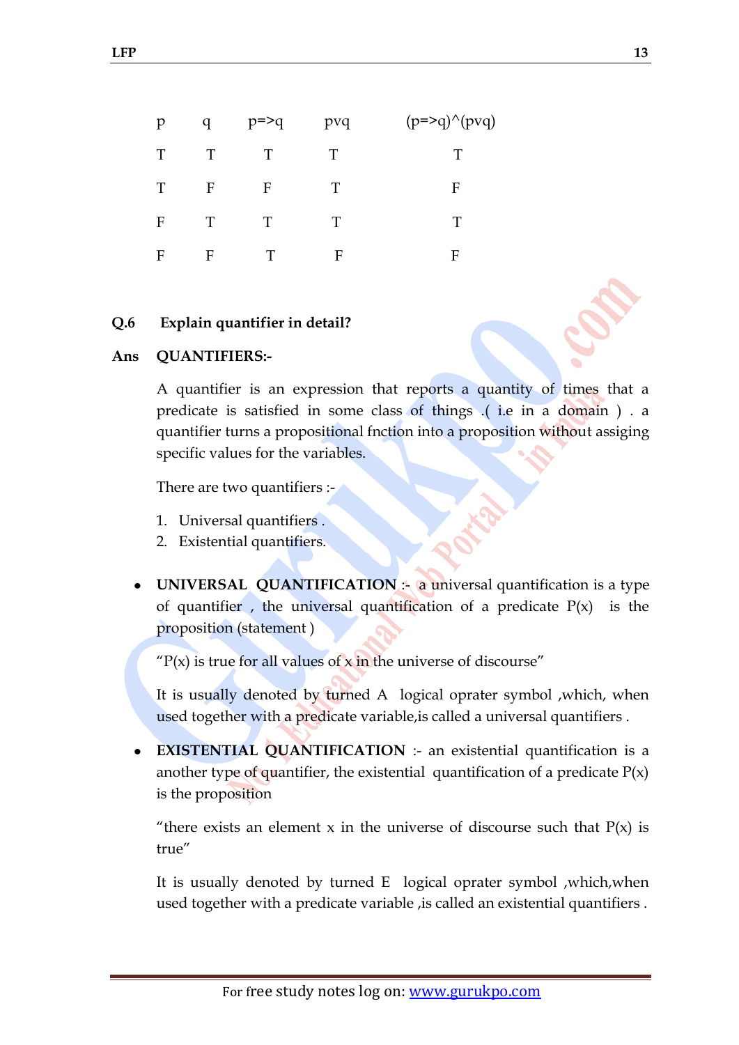| p | q | p=>q | pvq | (p=>q)^(pvq) |
|---|---|---|---|---|
| T | T | T | T | T |
| T | F | F | T | F |
| F | T | T | T | T |
| F | F | T | F | F |

**Q.6 Explain quantifier in detail?**

**Ans QUANTIFIERS:-**

A quantifier is an expression that reports a quantity of times that a predicate is satisfied in some class of things .( i.e in a domain ) . a quantifier turns a propositional fnction into a proposition without assiging specific values for the variables.

There are two quantifiers :-

1. Universal quantifiers .
2. Existential quantifiers.

- **UNIVERSAL QUANTIFICATION** :- a universal quantification is a type of quantifier , the universal quantification of a predicate P(x) is the proposition (statement )

  "P(x) is true for all values of x in the universe of discourse"

  It is usually denoted by turned A logical oprater symbol ,which, when used together with a predicate variable,is called a universal quantifiers .

- **EXISTENTIAL QUANTIFICATION** :- an existential quantification is a another type of quantifier, the existential quantification of a predicate P(x) is the proposition

  "there exists an element x in the universe of discourse such that P(x) is true"

  It is usually denoted by turned E logical oprater symbol ,which,when used together with a predicate variable ,is called an existential quantifiers .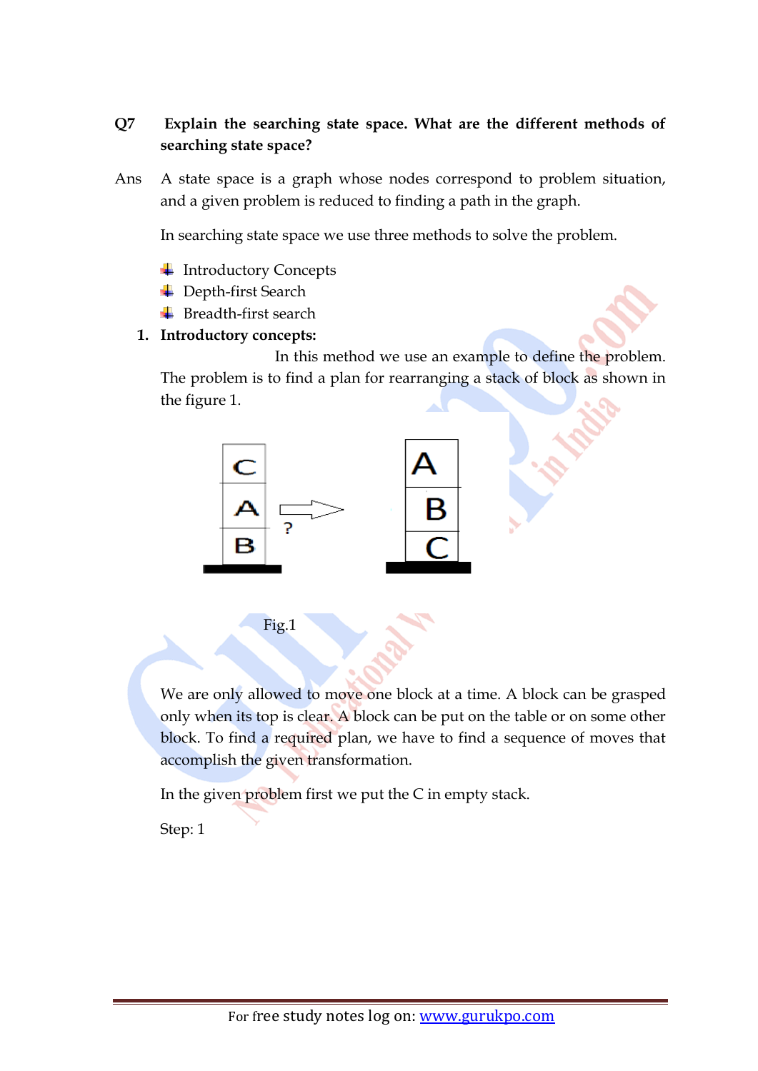**Q7 Explain the searching state space. What are the different methods of searching state space?**

Ans A state space is a graph whose nodes correspond to problem situation, and a given problem is reduced to finding a path in the graph.

In searching state space we use three methods to solve the problem.

- Introductory Concepts
- Depth-first Search
- Breadth-first search

1. **Introductory concepts:**

In this method we use an example to define the problem. The problem is to find a plan for rearranging a stack of block as shown in the figure 1.

C
A
B
?
A
B
C

Fig.1

We are only allowed to move one block at a time. A block can be grasped only when its top is clear. A block can be put on the table or on some other block. To find a required plan, we have to find a sequence of moves that accomplish the given transformation.

In the given problem first we put the C in empty stack.

Step: 1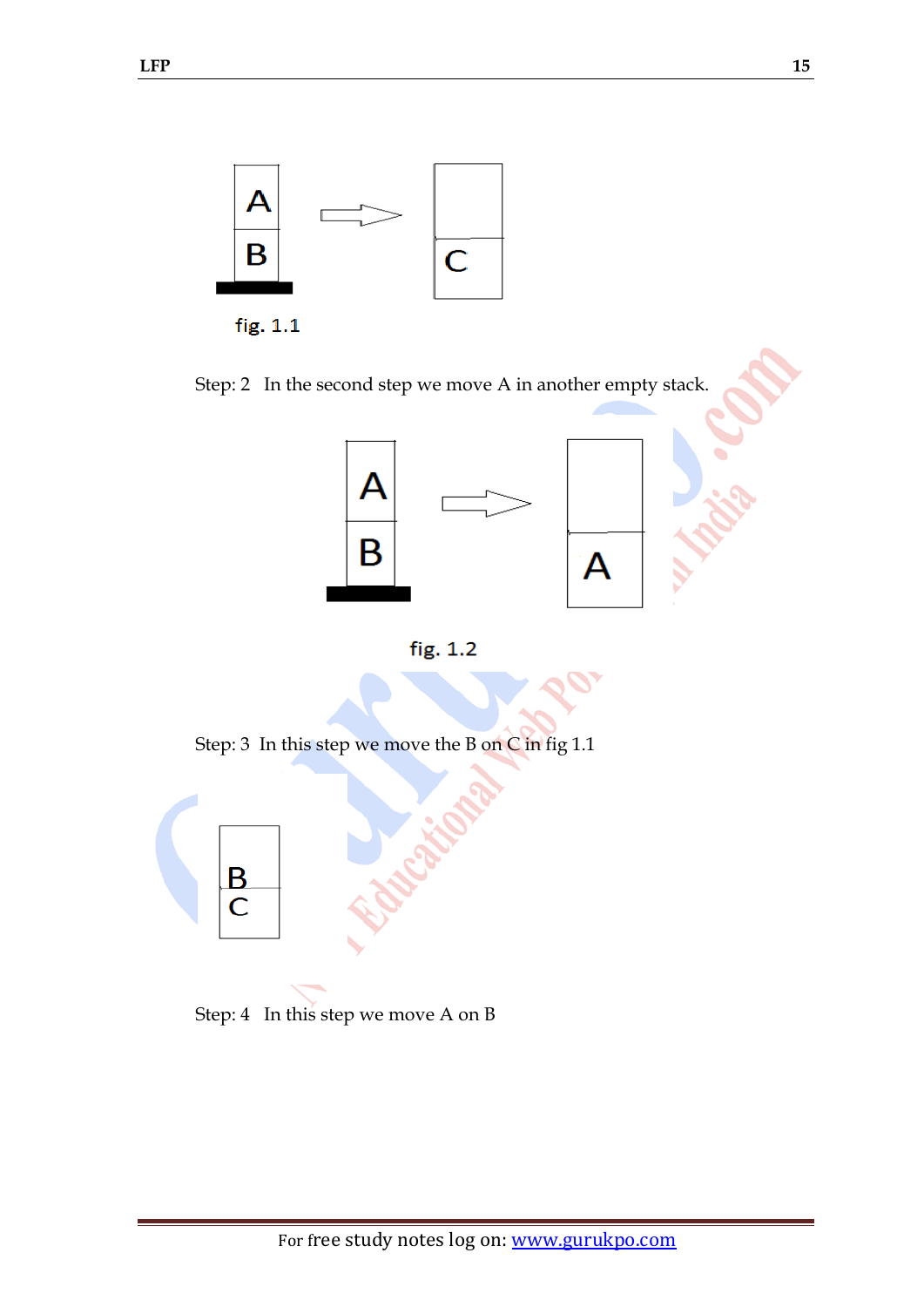A

B

C

fig. 1.1

Step: 2 In the second step we move A in another empty stack.

A

B

A

fig. 1.2

Step: 3 In this step we move the B on C in fig 1.1

B
C

Step: 4 In this step we move A on B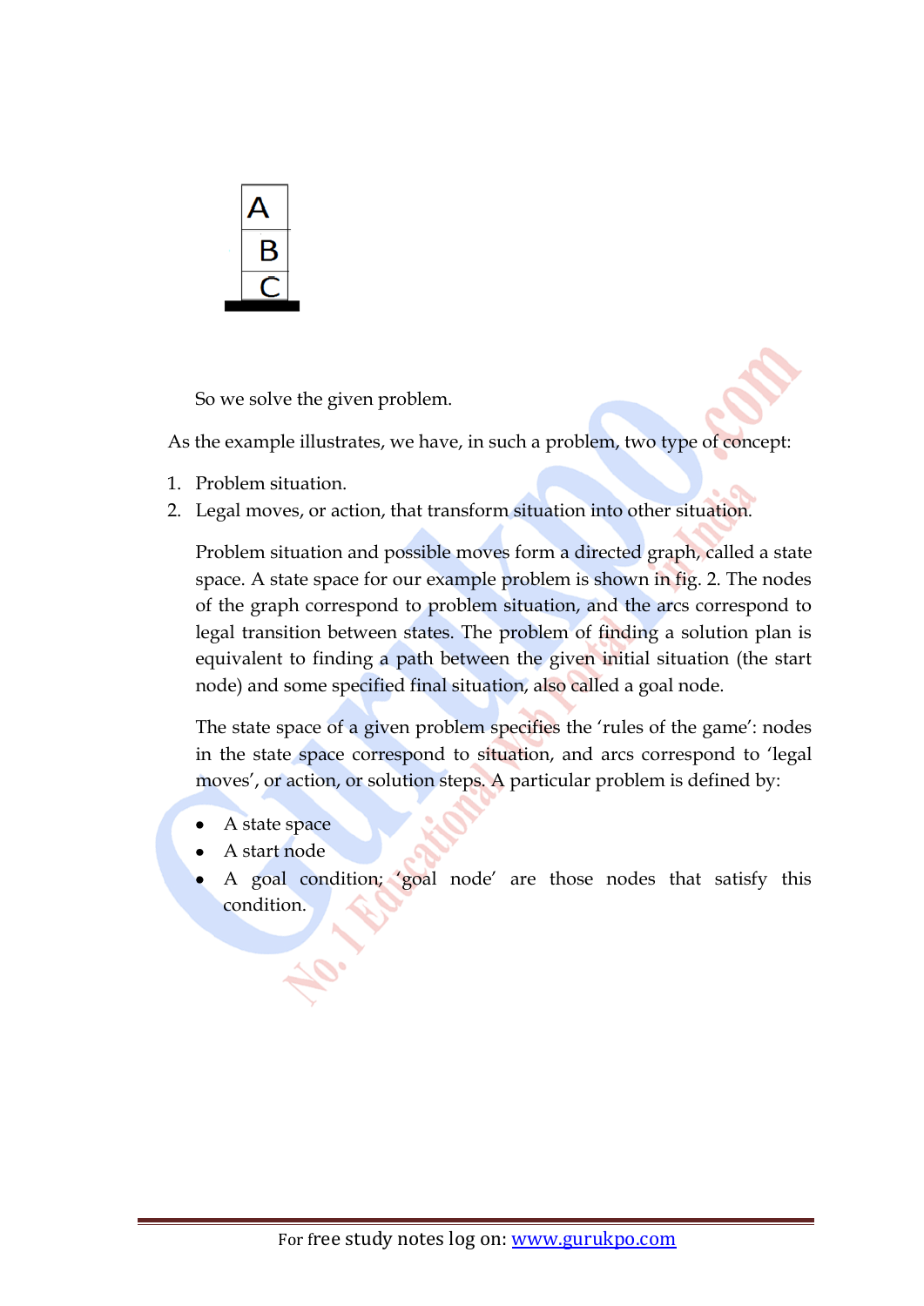A

B

C

So we solve the given problem.

As the example illustrates, we have, in such a problem, two type of concept:

1. Problem situation.
2. Legal moves, or action, that transform situation into other situation.

Problem situation and possible moves form a directed graph, called a state space. A state space for our example problem is shown in fig. 2. The nodes of the graph correspond to problem situation, and the arcs correspond to legal transition between states. The problem of finding a solution plan is equivalent to finding a path between the given initial situation (the start node) and some specified final situation, also called a goal node.

The state space of a given problem specifies the 'rules of the game': nodes in the state space correspond to situation, and arcs correspond to 'legal moves', or action, or solution steps. A particular problem is defined by:

- A state space
- A start node
- A goal condition; 'goal node' are those nodes that satisfy this condition.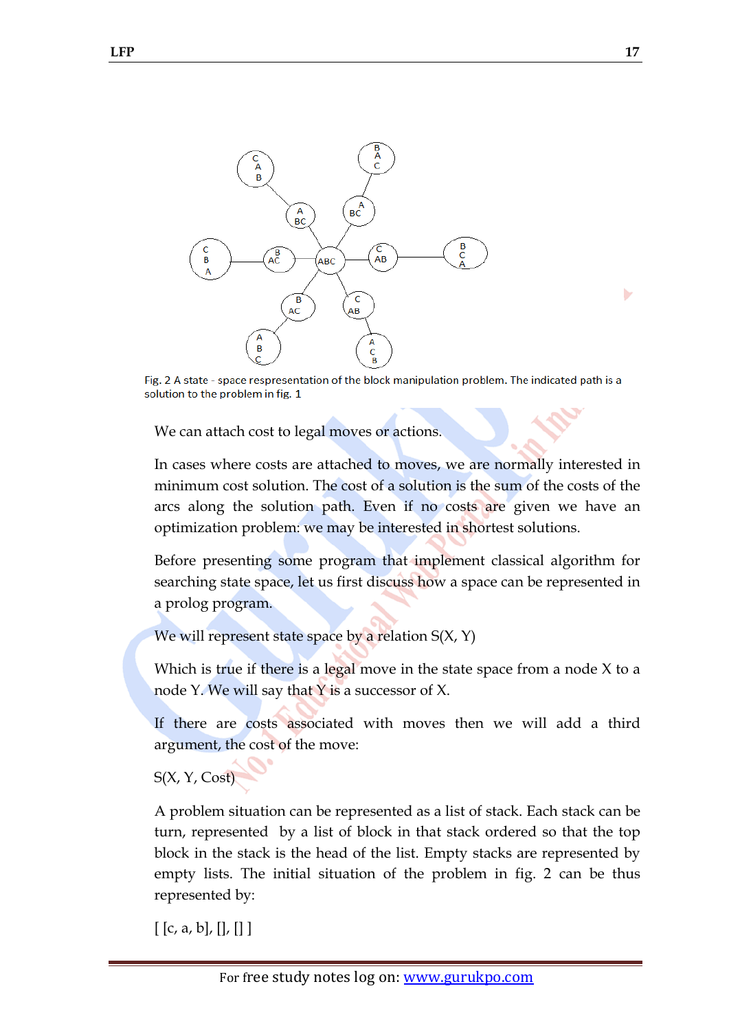Fig. 2 A state - space representation of the block manipulation problem. The indicated path is a solution to the problem in fig. 1

We can attach cost to legal moves or actions.

In cases where costs are attached to moves, we are normally interested in minimum cost solution. The cost of a solution is the sum of the costs of the arcs along the solution path. Even if no costs are given we have an optimization problem: we may be interested in shortest solutions.

Before presenting some program that implement classical algorithm for searching state space, let us first discuss how a space can be represented in a prolog program.

We will represent state space by a relation S(X, Y)

Which is true if there is a legal move in the state space from a node X to a node Y. We will say that Y is a successor of X.

If there are costs associated with moves then we will add a third argument, the cost of the move:

S(X, Y, Cost)

A problem situation can be represented as a list of stack. Each stack can be turn, represented by a list of block in that stack ordered so that the top block in the stack is the head of the list. Empty stacks are represented by empty lists. The initial situation of the problem in fig. 2 can be thus represented by:

[ [c, a, b], [], [] ]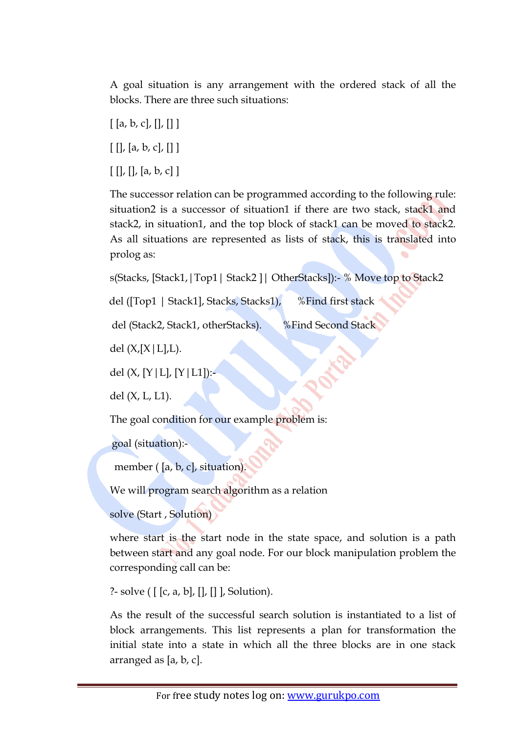A goal situation is any arrangement with the ordered stack of all the blocks. There are three such situations:

[ [a, b, c], [], [] ]

[ [], [a, b, c], [] ]

[ [], [], [a, b, c] ]

The successor relation can be programmed according to the following rule: situation2 is a successor of situation1 if there are two stack, stack1 and stack2, in situation1, and the top block of stack1 can be moved to stack2. As all situations are represented as lists of stack, this is translated into prolog as:

```
s(Stacks, [Stack1,|Top1| Stack2 ]| OtherStacks]):- % Move top to Stack2
del ([Top1 | Stack1], Stacks, Stacks1),      %Find first stack
 del (Stack2, Stack1, otherStacks).       %Find Second Stack
del (X,[X|L],L).
del (X, [Y|L], [Y|L1]):-
del (X, L, L1).
```

The goal condition for our example problem is:

```
goal (situation):-
 member ( [a, b, c], situation).
```

We will program search algorithm as a relation

solve (Start , Solution)

where start is the start node in the state space, and solution is a path between start and any goal node. For our block manipulation problem the corresponding call can be:

```
?- solve ( [ [c, a, b], [], [] ], Solution).
```

As the result of the successful search solution is instantiated to a list of block arrangements. This list represents a plan for transformation the initial state into a state in which all the three blocks are in one stack arranged as [a, b, c].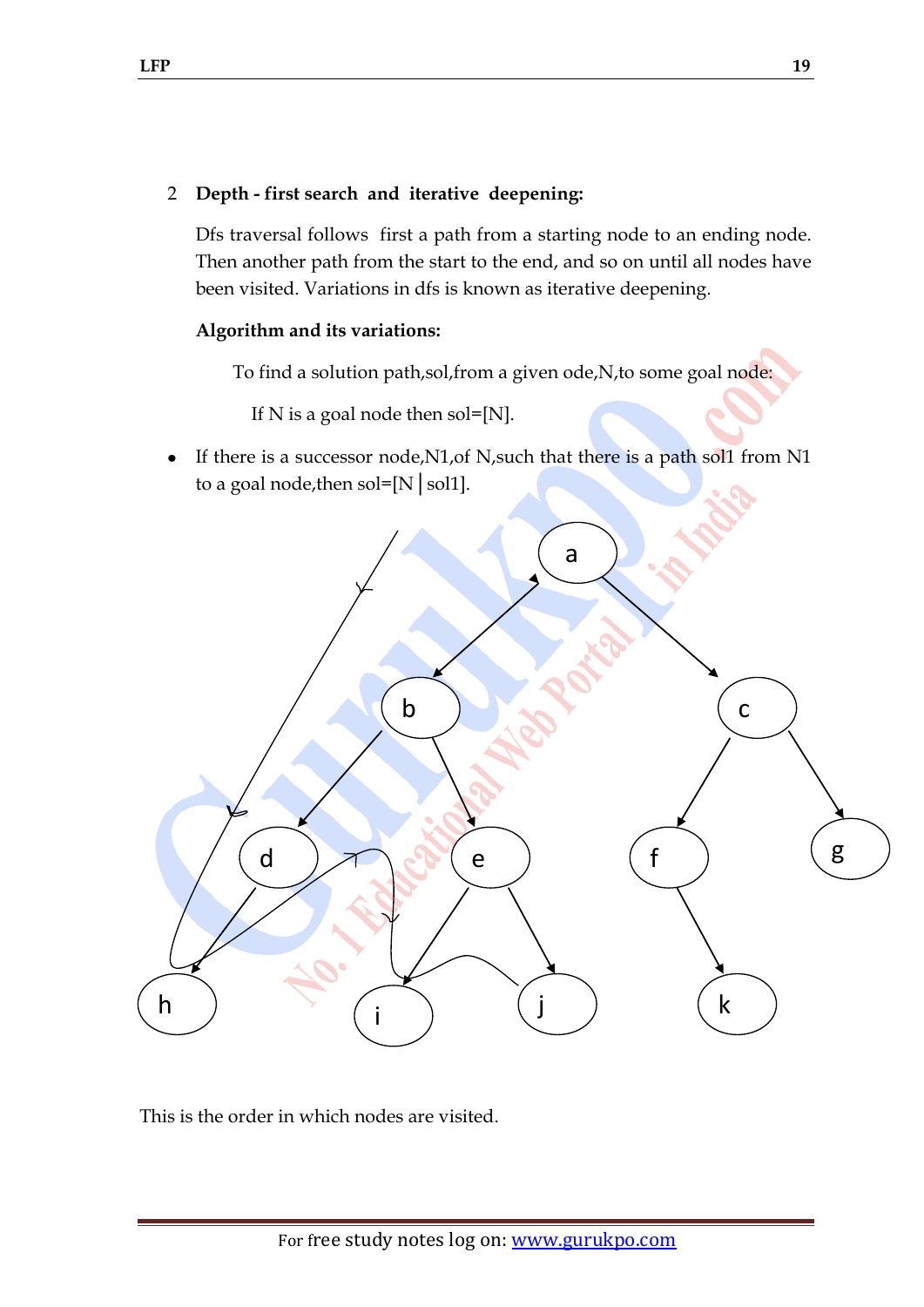2 **Depth - first search and iterative deepening:**

Dfs traversal follows first a path from a starting node to an ending node. Then another path from the start to the end, and so on until all nodes have been visited. Variations in dfs is known as iterative deepening.

**Algorithm and its variations:**

To find a solution path,sol,from a given ode,N,to some goal node:

If N is a goal node then sol=[N].

- If there is a successor node,N1,of N,such that there is a path sol1 from N1 to a goal node,then sol=[N|sol1].

a
b
c
d
e
f
g
h
i
j
k

This is the order in which nodes are visited.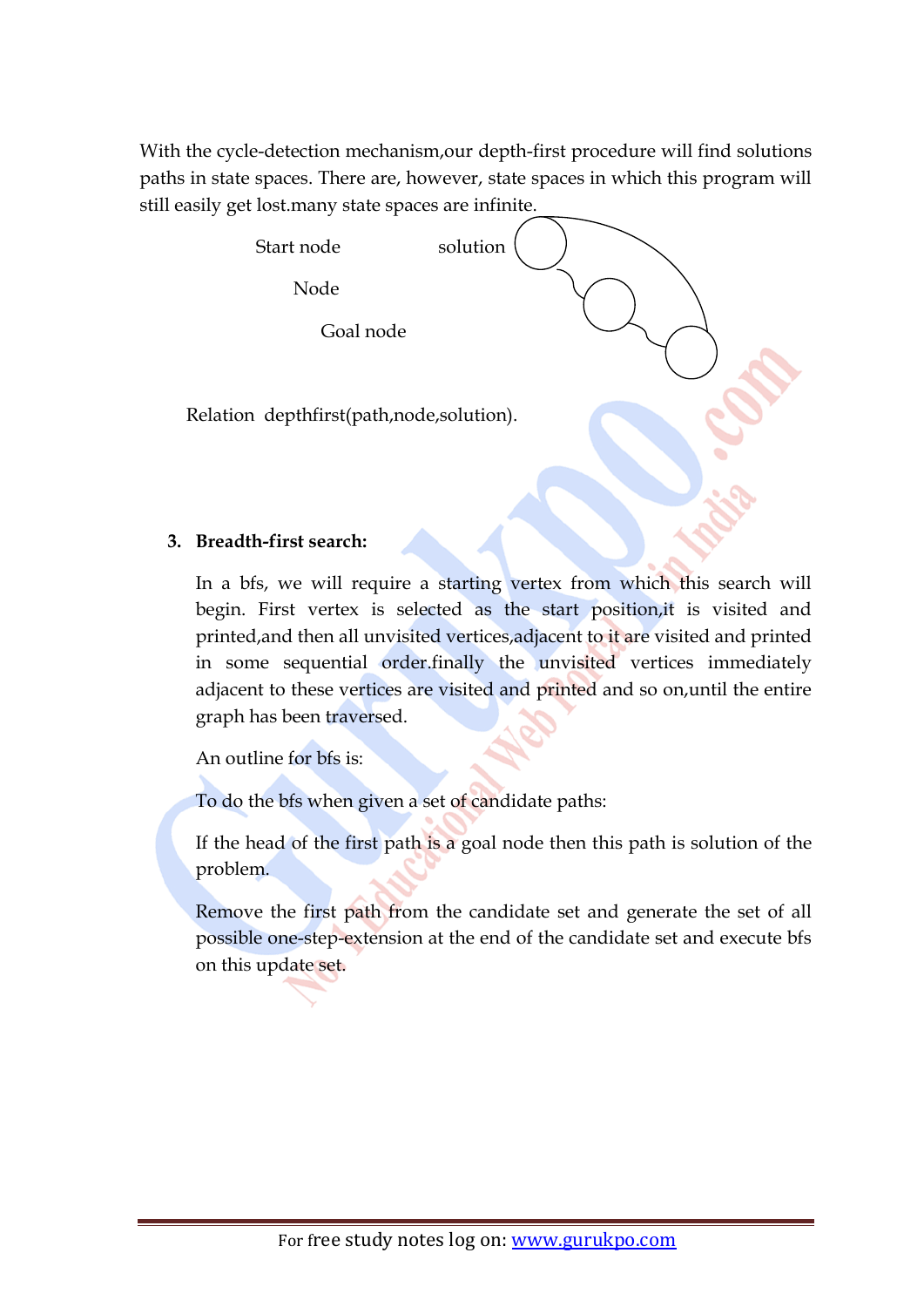With the cycle-detection mechanism,our depth-first procedure will find solutions paths in state spaces. There are, however, state spaces in which this program will still easily get lost.many state spaces are infinite.

Start node

solution

Node

Goal node

Relation depthfirst(path,node,solution).

**3. Breadth-first search:**

In a bfs, we will require a starting vertex from which this search will begin. First vertex is selected as the start position,it is visited and printed,and then all unvisited vertices,adjacent to it are visited and printed in some sequential order.finally the unvisited vertices immediately adjacent to these vertices are visited and printed and so on,until the entire graph has been traversed.

An outline for bfs is:

To do the bfs when given a set of candidate paths:

If the head of the first path is a goal node then this path is solution of the problem.

Remove the first path from the candidate set and generate the set of all possible one-step-extension at the end of the candidate set and execute bfs on this update set.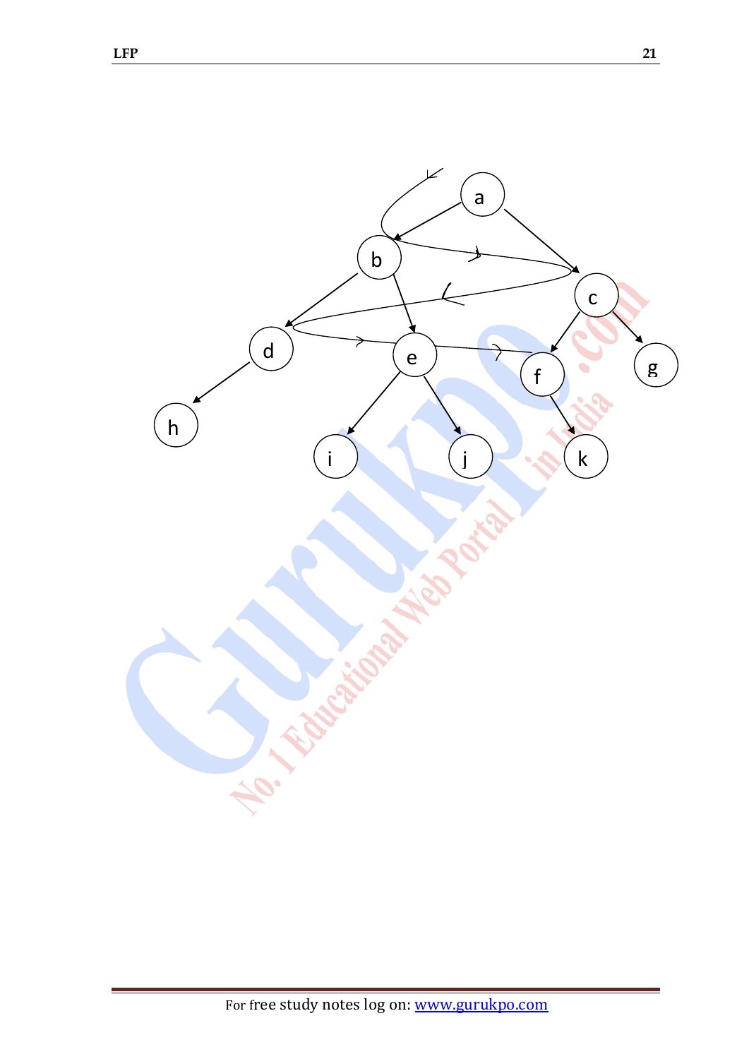a

b

c

d

e

f

g

h

i

j

k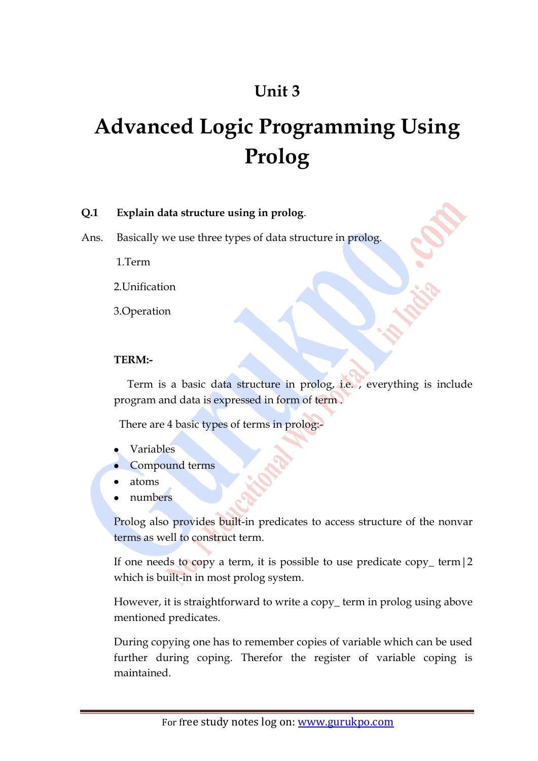# Unit 3

# Advanced Logic Programming Using Prolog

**Q.1 Explain data structure using in prolog**.

Ans. Basically we use three types of data structure in prolog.

1.Term

2.Unification

3.Operation

**TERM:-**

Term is a basic data structure in prolog, i.e. , everything is include program and data is expressed in form of term .

There are 4 basic types of terms in prolog:-

- Variables
- Compound terms
- atoms
- numbers

Prolog also provides built-in predicates to access structure of the nonvar terms as well to construct term.

If one needs to copy a term, it is possible to use predicate copy_ term|2 which is built-in in most prolog system.

However, it is straightforward to write a copy_ term in prolog using above mentioned predicates.

During copying one has to remember copies of variable which can be used further during coping. Therefor the register of variable coping is maintained.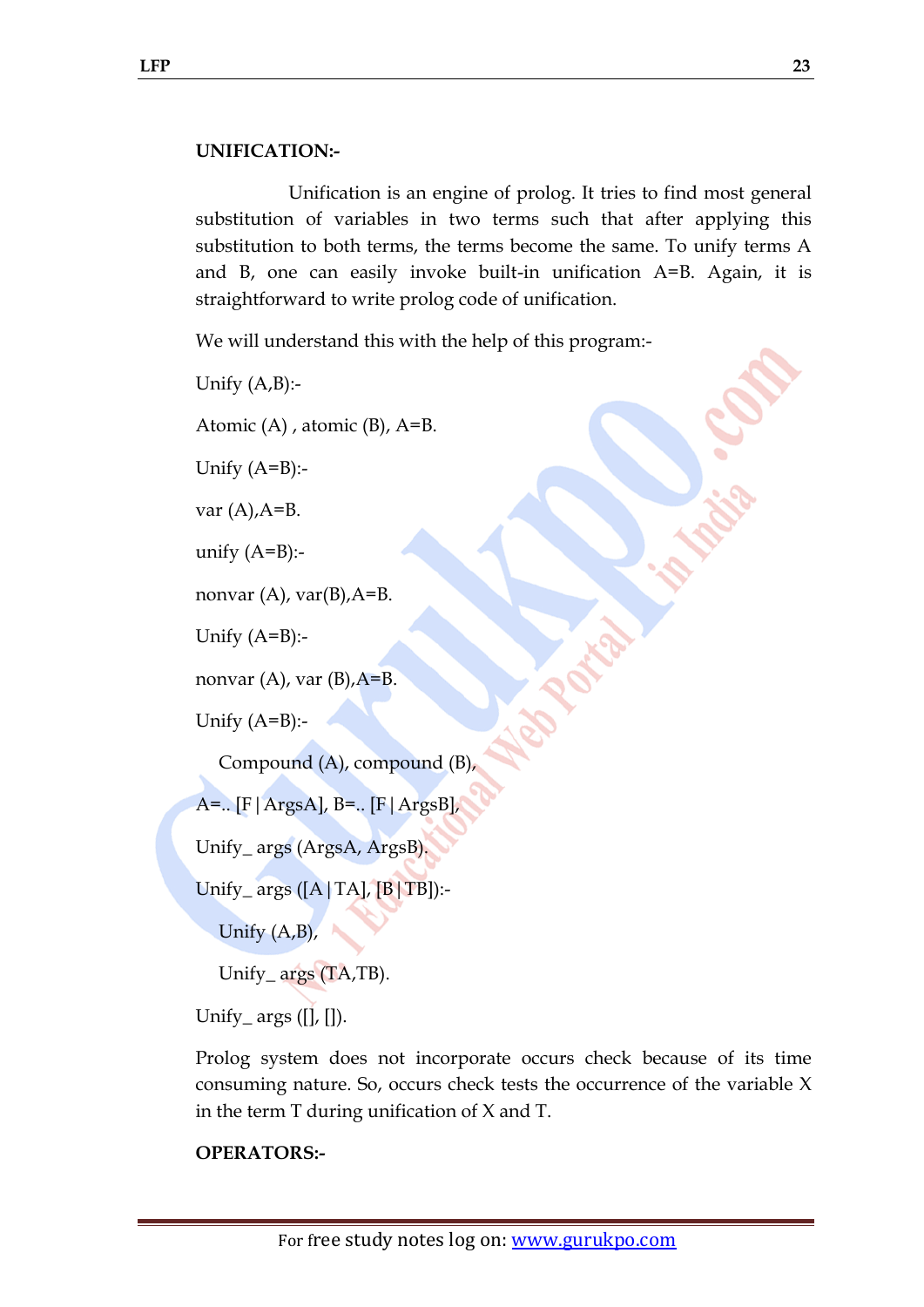**UNIFICATION:-**

Unification is an engine of prolog. It tries to find most general substitution of variables in two terms such that after applying this substitution to both terms, the terms become the same. To unify terms A and B, one can easily invoke built-in unification A=B. Again, it is straightforward to write prolog code of unification.

We will understand this with the help of this program:-

```
Unify (A,B):-
Atomic (A) , atomic (B), A=B.
Unify (A=B):-
var (A),A=B.
unify (A=B):-
nonvar (A), var(B),A=B.
Unify (A=B):-
nonvar (A), var (B),A=B.
Unify (A=B):-
   Compound (A), compound (B),
A=.. [F|ArgsA], B=.. [F|ArgsB],
Unify_ args (ArgsA, ArgsB).
Unify_ args ([A|TA], [B|TB]):-
   Unify (A,B),
   Unify_ args (TA,TB).
Unify_ args ([], []).
```

Prolog system does not incorporate occurs check because of its time consuming nature. So, occurs check tests the occurrence of the variable X in the term T during unification of X and T.

**OPERATORS:-**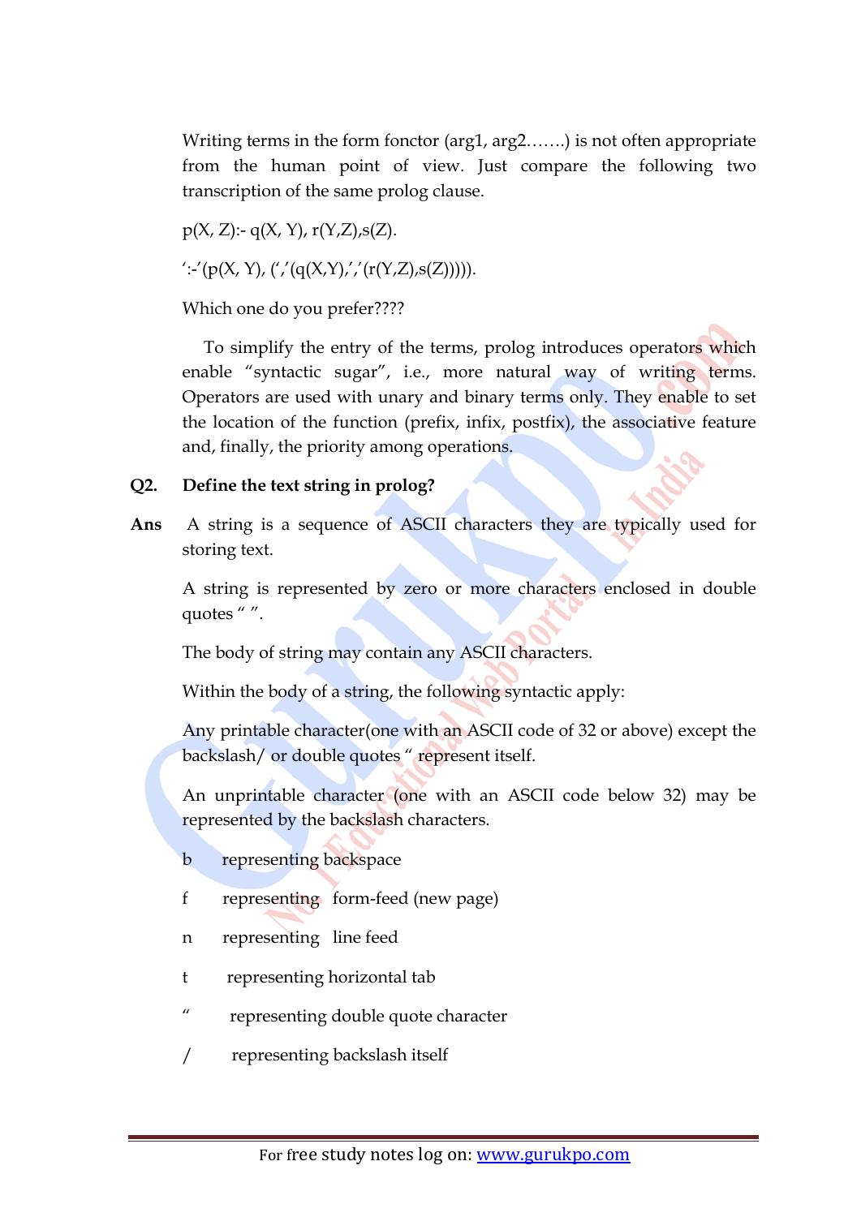Writing terms in the form fonctor (arg1, arg2…….) is not often appropriate from the human point of view. Just compare the following two transcription of the same prolog clause.

p(X, Z):- q(X, Y), r(Y,Z),s(Z).

':-'(p(X, Y), (','(q(X,Y),','(r(Y,Z),s(Z))))).

Which one do you prefer????

To simplify the entry of the terms, prolog introduces operators which enable "syntactic sugar", i.e., more natural way of writing terms. Operators are used with unary and binary terms only. They enable to set the location of the function (prefix, infix, postfix), the associative feature and, finally, the priority among operations.

**Q2. Define the text string in prolog?**

**Ans** A string is a sequence of ASCII characters they are typically used for storing text.

A string is represented by zero or more characters enclosed in double quotes " ".

The body of string may contain any ASCII characters.

Within the body of a string, the following syntactic apply:

Any printable character(one with an ASCII code of 32 or above) except the backslash/ or double quotes " represent itself.

An unprintable character (one with an ASCII code below 32) may be represented by the backslash characters.

b representing backspace

f representing form-feed (new page)

n representing line feed

t representing horizontal tab

" representing double quote character

/ representing backslash itself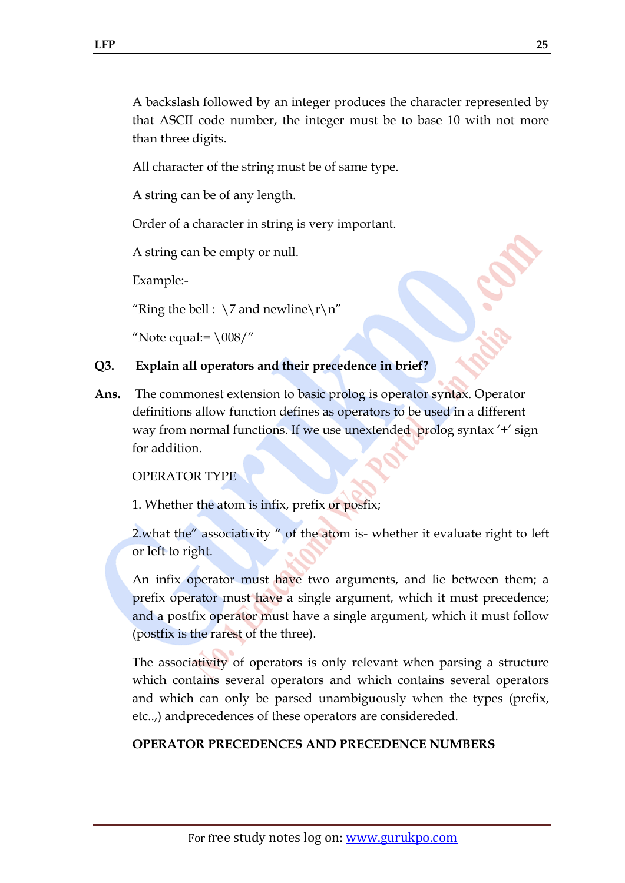A backslash followed by an integer produces the character represented by that ASCII code number, the integer must be to base 10 with not more than three digits.

All character of the string must be of same type.

A string can be of any length.

Order of a character in string is very important.

A string can be empty or null.

Example:-

"Ring the bell : \7 and newline\r\n"

"Note equal:= \008/"

**Q3. Explain all operators and their precedence in brief?**

**Ans.** The commonest extension to basic prolog is operator syntax. Operator definitions allow function defines as operators to be used in a different way from normal functions. If we use unextended prolog syntax '+' sign for addition.

OPERATOR TYPE

1. Whether the atom is infix, prefix or posfix;

2.what the" associativity " of the atom is- whether it evaluate right to left or left to right.

An infix operator must have two arguments, and lie between them; a prefix operator must have a single argument, which it must precedence; and a postfix operator must have a single argument, which it must follow (postfix is the rarest of the three).

The associativity of operators is only relevant when parsing a structure which contains several operators and which contains several operators and which can only be parsed unambiguously when the types (prefix, etc..,) andprecedences of these operators are considereded.

**OPERATOR PRECEDENCES AND PRECEDENCE NUMBERS**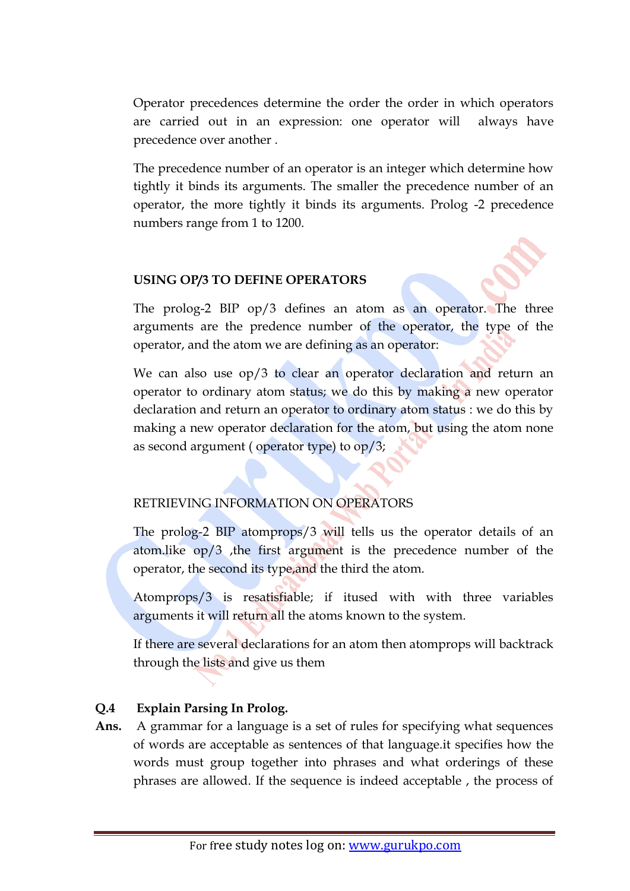Operator precedences determine the order the order in which operators are carried out in an expression: one operator will always have precedence over another .

The precedence number of an operator is an integer which determine how tightly it binds its arguments. The smaller the precedence number of an operator, the more tightly it binds its arguments. Prolog -2 precedence numbers range from 1 to 1200.

**USING OP/3 TO DEFINE OPERATORS**

The prolog-2 BIP op/3 defines an atom as an operator. The three arguments are the predence number of the operator, the type of the operator, and the atom we are defining as an operator:

We can also use op/3 to clear an operator declaration and return an operator to ordinary atom status; we do this by making a new operator declaration and return an operator to ordinary atom status : we do this by making a new operator declaration for the atom, but using the atom none as second argument ( operator type) to op/3;

RETRIEVING INFORMATION ON OPERATORS

The prolog-2 BIP atomprops/3 will tells us the operator details of an atom.like op/3 ,the first argument is the precedence number of the operator, the second its type,and the third the atom.

Atomprops/3 is resatisfiable; if itused with with three variables arguments it will return all the atoms known to the system.

If there are several declarations for an atom then atomprops will backtrack through the lists and give us them

**Q.4 Explain Parsing In Prolog.**

**Ans.** A grammar for a language is a set of rules for specifying what sequences of words are acceptable as sentences of that language.it specifies how the words must group together into phrases and what orderings of these phrases are allowed. If the sequence is indeed acceptable , the process of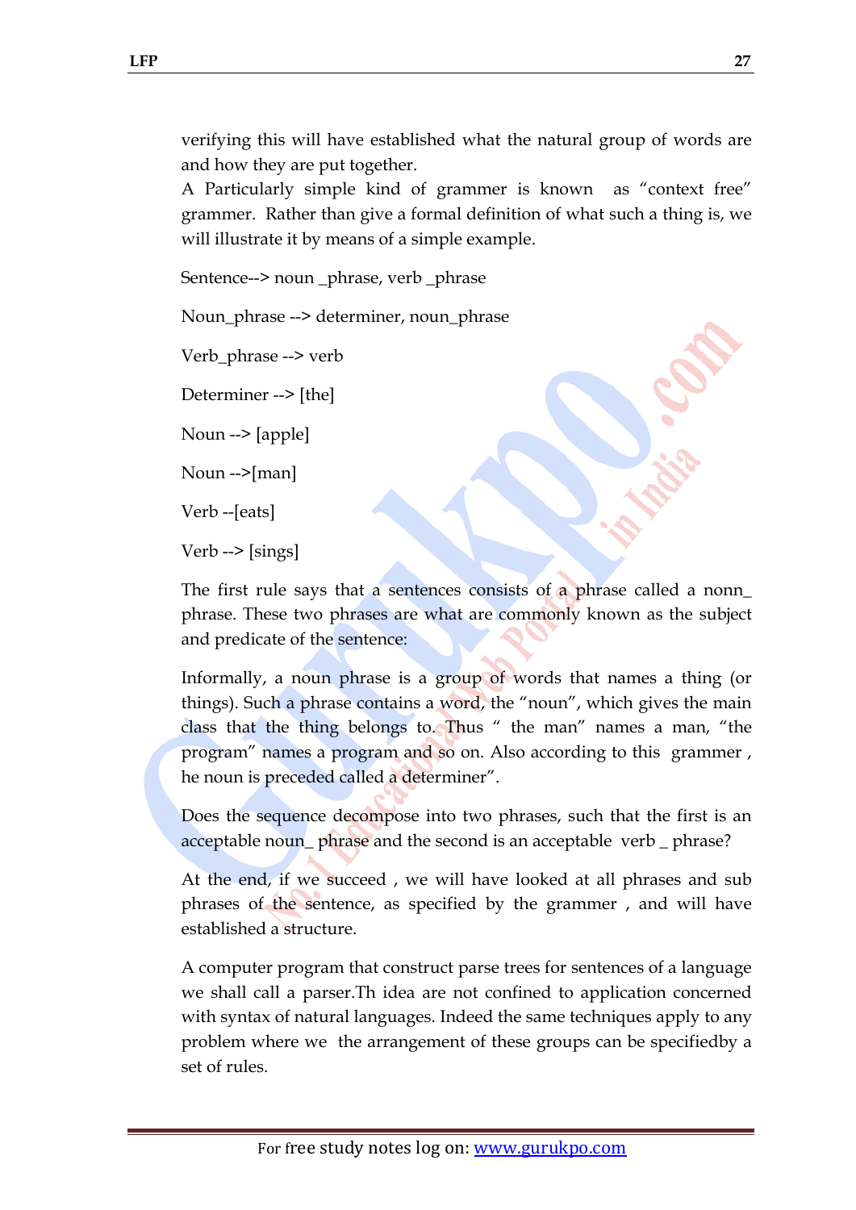verifying this will have established what the natural group of words are and how they are put together.
A Particularly simple kind of grammer is known as "context free" grammer. Rather than give a formal definition of what such a thing is, we will illustrate it by means of a simple example.

Sentence--> noun _phrase, verb _phrase

Noun_phrase --> determiner, noun_phrase

Verb_phrase --> verb

Determiner --> [the]

Noun --> [apple]

Noun -->[man]

Verb --[eats]

Verb --> [sings]

The first rule says that a sentences consists of a phrase called a nonn_ phrase. These two phrases are what are commonly known as the subject and predicate of the sentence:

Informally, a noun phrase is a group of words that names a thing (or things). Such a phrase contains a word, the "noun", which gives the main class that the thing belongs to. Thus " the man" names a man, "the program" names a program and so on. Also according to this grammer , he noun is preceded called a determiner".

Does the sequence decompose into two phrases, such that the first is an acceptable noun_ phrase and the second is an acceptable verb _ phrase?

At the end, if we succeed , we will have looked at all phrases and sub phrases of the sentence, as specified by the grammer , and will have established a structure.

A computer program that construct parse trees for sentences of a language we shall call a parser.Th idea are not confined to application concerned with syntax of natural languages. Indeed the same techniques apply to any problem where we the arrangement of these groups can be specifiedby a set of rules.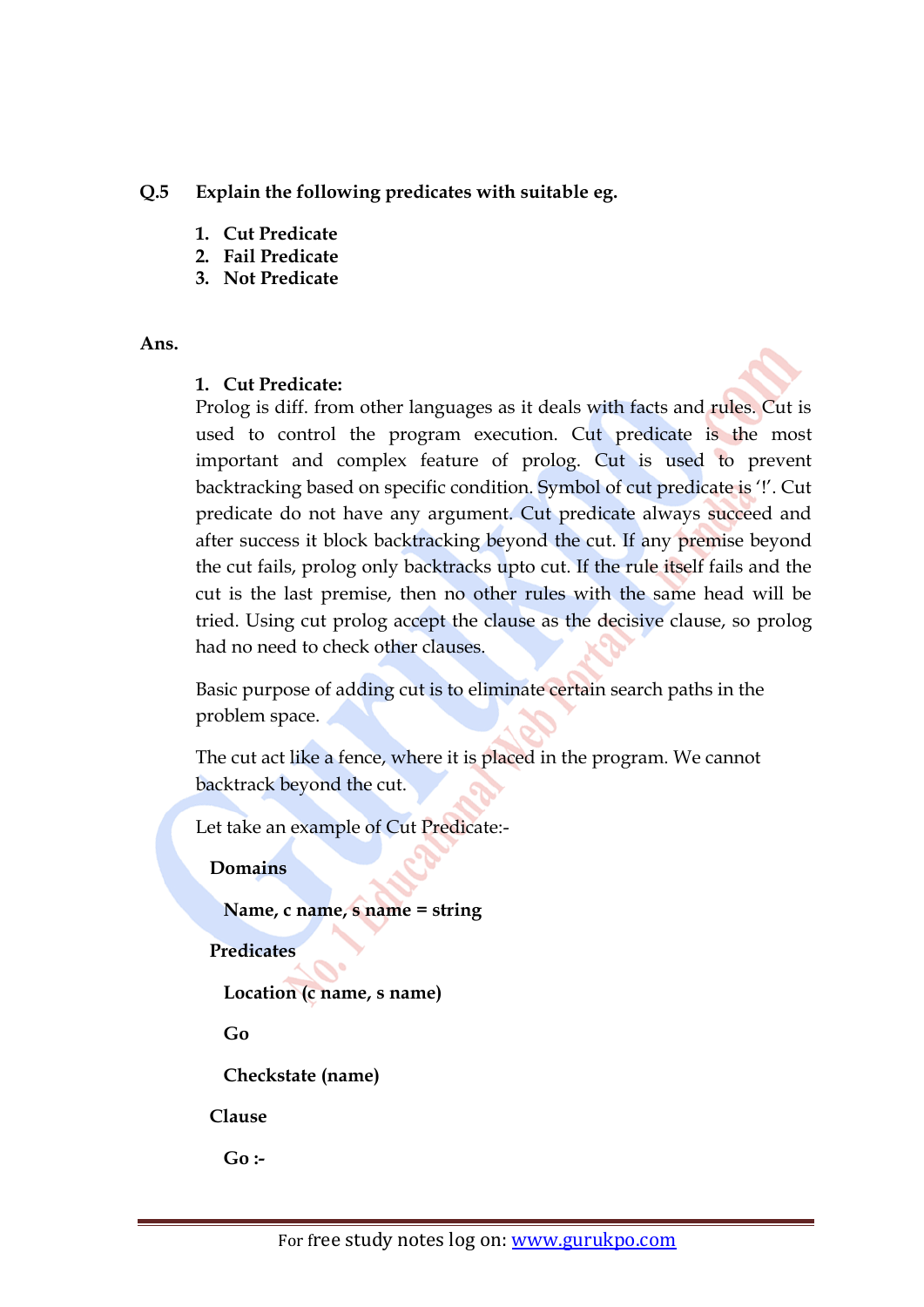**Q.5 Explain the following predicates with suitable eg.**

1. **Cut Predicate**
2. **Fail Predicate**
3. **Not Predicate**

**Ans.**

1. **Cut Predicate:**

Prolog is diff. from other languages as it deals with facts and rules. Cut is used to control the program execution. Cut predicate is the most important and complex feature of prolog. Cut is used to prevent backtracking based on specific condition. Symbol of cut predicate is '!'. Cut predicate do not have any argument. Cut predicate always succeed and after success it block backtracking beyond the cut. If any premise beyond the cut fails, prolog only backtracks upto cut. If the rule itself fails and the cut is the last premise, then no other rules with the same head will be tried. Using cut prolog accept the clause as the decisive clause, so prolog had no need to check other clauses.

Basic purpose of adding cut is to eliminate certain search paths in the problem space.

The cut act like a fence, where it is placed in the program. We cannot backtrack beyond the cut.

Let take an example of Cut Predicate:-

**Domains**

**Name, c name, s name = string**

**Predicates**

**Location (c name, s name)**

**Go**

**Checkstate (name)**

**Clause**

**Go :-**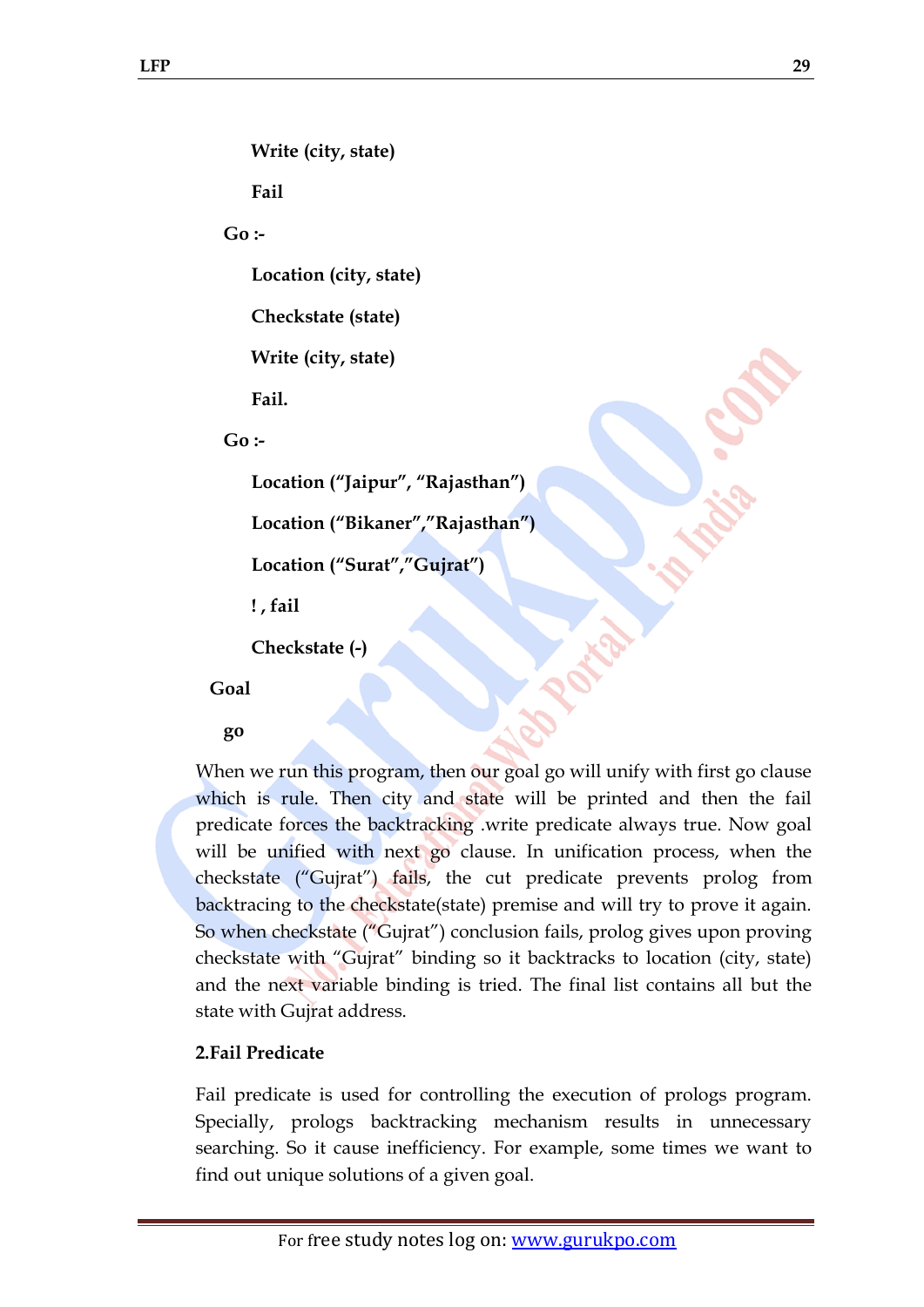**Write (city, state)**

**Fail**

**Go :-**

**Location (city, state)**

**Checkstate (state)**

**Write (city, state)**

**Fail.**

**Go :-**

**Location ("Jaipur", "Rajasthan")**

**Location ("Bikaner","Rajasthan")**

**Location ("Surat","Gujrat")**

**! , fail**

**Checkstate (-)**

**Goal**

**go**

When we run this program, then our goal go will unify with first go clause which is rule. Then city and state will be printed and then the fail predicate forces the backtracking .write predicate always true. Now goal will be unified with next go clause. In unification process, when the checkstate ("Gujrat") fails, the cut predicate prevents prolog from backtracing to the checkstate(state) premise and will try to prove it again. So when checkstate ("Gujrat") conclusion fails, prolog gives upon proving checkstate with "Gujrat" binding so it backtracks to location (city, state) and the next variable binding is tried. The final list contains all but the state with Gujrat address.

**2.Fail Predicate**

Fail predicate is used for controlling the execution of prologs program. Specially, prologs backtracking mechanism results in unnecessary searching. So it cause inefficiency. For example, some times we want to find out unique solutions of a given goal.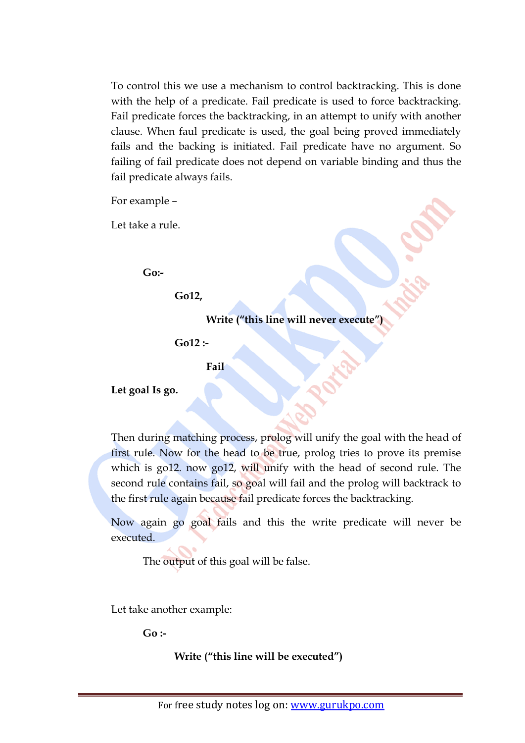To control this we use a mechanism to control backtracking. This is done with the help of a predicate. Fail predicate is used to force backtracking. Fail predicate forces the backtracking, in an attempt to unify with another clause. When faul predicate is used, the goal being proved immediately fails and the backing is initiated. Fail predicate have no argument. So failing of fail predicate does not depend on variable binding and thus the fail predicate always fails.

For example –

Let take a rule.

**Go:-**

**Go12,**

**Write ("this line will never execute")**

**Go12 :-**

**Fail**

**Let goal Is go.**

Then during matching process, prolog will unify the goal with the head of first rule. Now for the head to be true, prolog tries to prove its premise which is go12. now go12, will unify with the head of second rule. The second rule contains fail, so goal will fail and the prolog will backtrack to the first rule again because fail predicate forces the backtracking.

Now again go goal fails and this the write predicate will never be executed.

The output of this goal will be false.

Let take another example:

**Go :-**

**Write ("this line will be executed")**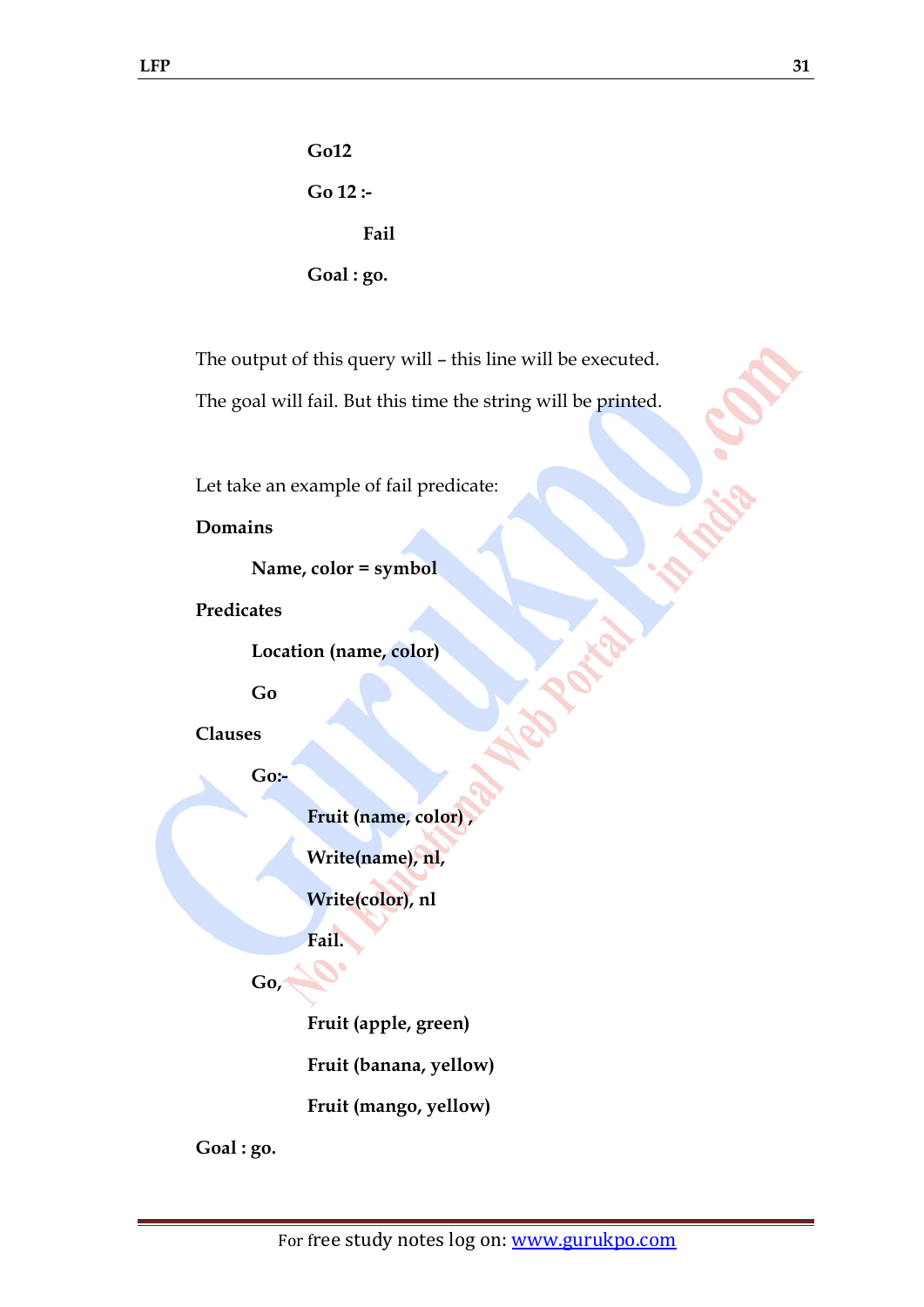**Go12**

**Go 12 :-**

**Fail**

**Goal : go.**

The output of this query will – this line will be executed.

The goal will fail. But this time the string will be printed.

Let take an example of fail predicate:

**Domains**

**Name, color = symbol**

**Predicates**

**Location (name, color)**

**Go**

**Clauses**

**Go:-**

**Fruit (name, color) ,**

**Write(name), nl,**

**Write(color), nl**

**Fail.**

**Go,**

**Fruit (apple, green)**

**Fruit (banana, yellow)**

**Fruit (mango, yellow)**

**Goal : go.**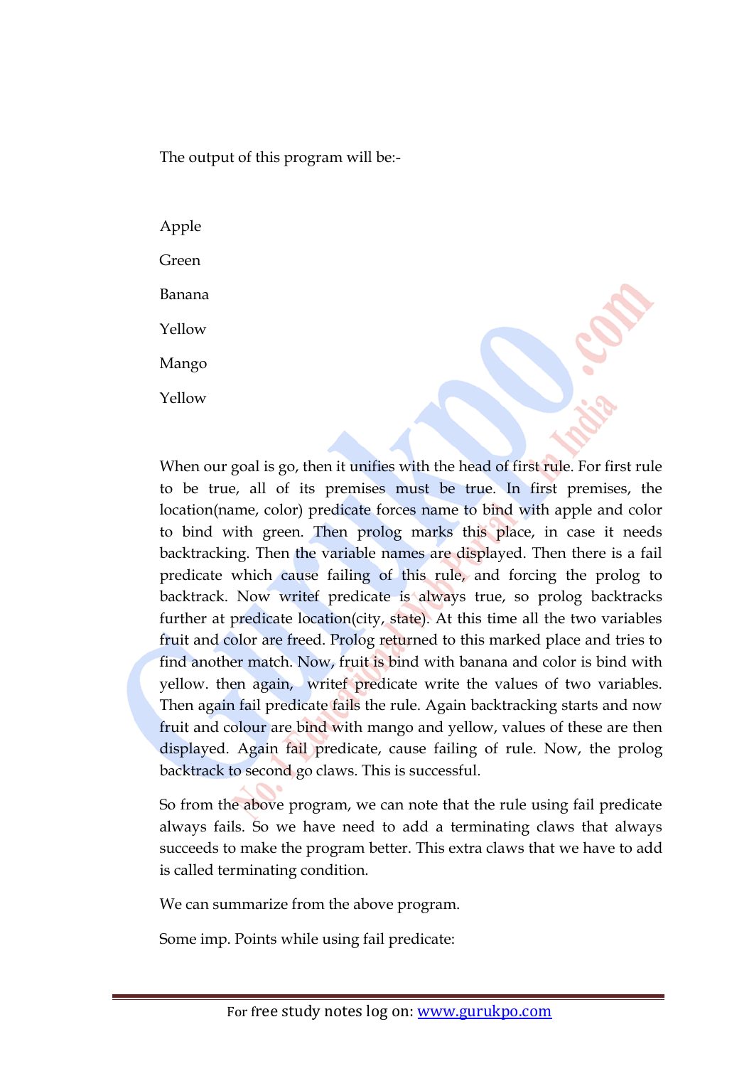The output of this program will be:-

Apple

Green

Banana

Yellow

Mango

Yellow

When our goal is go, then it unifies with the head of first rule. For first rule to be true, all of its premises must be true. In first premises, the location(name, color) predicate forces name to bind with apple and color to bind with green. Then prolog marks this place, in case it needs backtracking. Then the variable names are displayed. Then there is a fail predicate which cause failing of this rule, and forcing the prolog to backtrack. Now writef predicate is always true, so prolog backtracks further at predicate location(city, state). At this time all the two variables fruit and color are freed. Prolog returned to this marked place and tries to find another match. Now, fruit is bind with banana and color is bind with yellow. then again, writef predicate write the values of two variables. Then again fail predicate fails the rule. Again backtracking starts and now fruit and colour are bind with mango and yellow, values of these are then displayed. Again fail predicate, cause failing of rule. Now, the prolog backtrack to second go claws. This is successful.

So from the above program, we can note that the rule using fail predicate always fails. So we have need to add a terminating claws that always succeeds to make the program better. This extra claws that we have to add is called terminating condition.

We can summarize from the above program.

Some imp. Points while using fail predicate: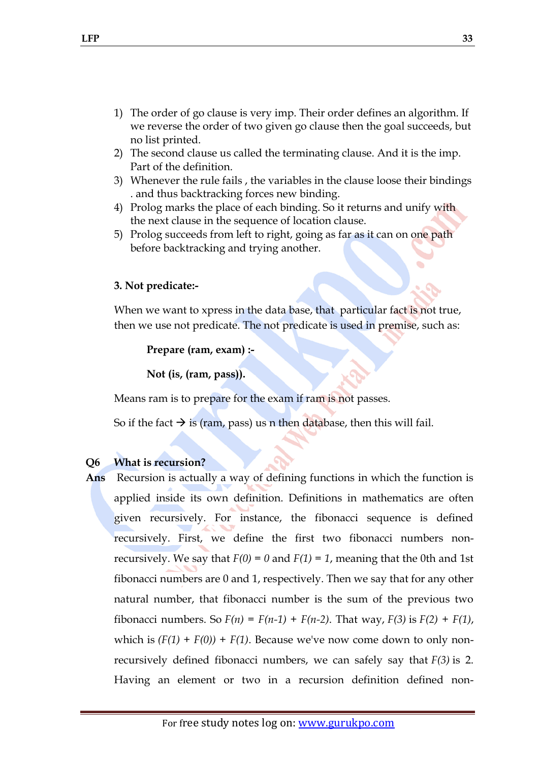1) The order of go clause is very imp. Their order defines an algorithm. If we reverse the order of two given go clause then the goal succeeds, but no list printed.
2) The second clause us called the terminating clause. And it is the imp. Part of the definition.
3) Whenever the rule fails , the variables in the clause loose their bindings . and thus backtracking forces new binding.
4) Prolog marks the place of each binding. So it returns and unify with the next clause in the sequence of location clause.
5) Prolog succeeds from left to right, going as far as it can on one path before backtracking and trying another.

**3. Not predicate:-**

When we want to xpress in the data base, that particular fact is not true, then we use not predicate. The not predicate is used in premise, such as:

**Prepare (ram, exam) :-**

**Not (is, (ram, pass)).**

Means ram is to prepare for the exam if ram is not passes.

So if the fact → is (ram, pass) us n then database, then this will fail.

**Q6 What is recursion?**

**Ans** Recursion is actually a way of defining functions in which the function is applied inside its own definition. Definitions in mathematics are often given recursively. For instance, the fibonacci sequence is defined recursively. First, we define the first two fibonacci numbers non-recursively. We say that $F(0) = 0$ and $F(1) = 1$, meaning that the 0th and 1st fibonacci numbers are 0 and 1, respectively. Then we say that for any other natural number, that fibonacci number is the sum of the previous two fibonacci numbers. So $F(n) = F(n-1) + F(n-2)$. That way, $F(3)$ is $F(2) + F(1)$, which is $(F(1) + F(0)) + F(1)$. Because we've now come down to only non-recursively defined fibonacci numbers, we can safely say that $F(3)$ is 2. Having an element or two in a recursion definition defined non-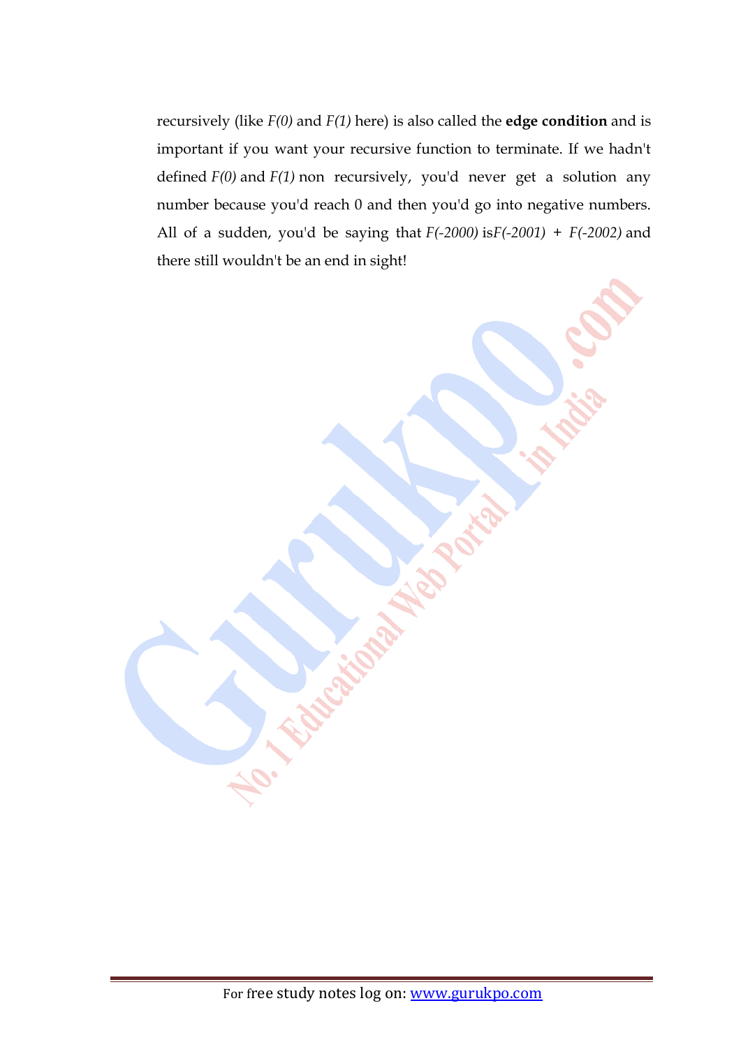recursively (like *F(0)* and *F(1)* here) is also called the **edge condition** and is important if you want your recursive function to terminate. If we hadn't defined *F(0)* and *F(1)* non recursively, you'd never get a solution any number because you'd reach 0 and then you'd go into negative numbers. All of a sudden, you'd be saying that *F(-2000)* is*F(-2001)* + *F(-2002)* and there still wouldn't be an end in sight!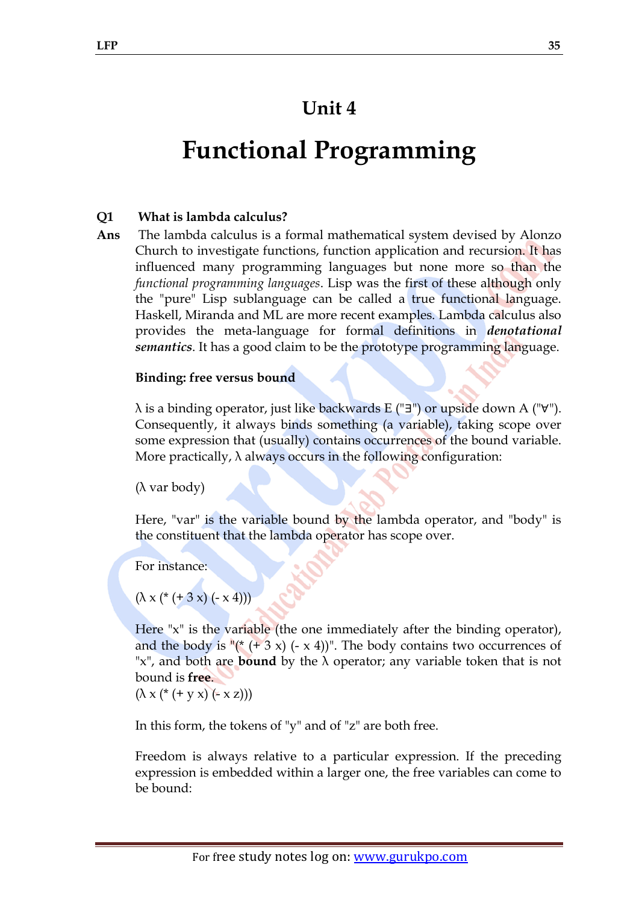# Unit 4

# Functional Programming

**Q1 What is lambda calculus?**

**Ans** The lambda calculus is a formal mathematical system devised by Alonzo Church to investigate functions, function application and recursion. It has influenced many programming languages but none more so than the *functional programming languages*. Lisp was the first of these although only the "pure" Lisp sublanguage can be called a true functional language. Haskell, Miranda and ML are more recent examples. Lambda calculus also provides the meta-language for formal definitions in ***denotational semantics***. It has a good claim to be the prototype programming language.

**Binding: free versus bound**

λ is a binding operator, just like backwards E ("∃") or upside down A ("∀"). Consequently, it always binds something (a variable), taking scope over some expression that (usually) contains occurrences of the bound variable. More practically, λ always occurs in the following configuration:

(λ var body)

Here, "var" is the variable bound by the lambda operator, and "body" is the constituent that the lambda operator has scope over.

For instance:

(λ x (* (+ 3 x) (- x 4)))

Here "x" is the variable (the one immediately after the binding operator), and the body is "(* (+ 3 x) (- x 4))". The body contains two occurrences of "x", and both are **bound** by the λ operator; any variable token that is not bound is **free**.

(λ x (* (+ y x) (- x z)))

In this form, the tokens of "y" and of "z" are both free.

Freedom is always relative to a particular expression. If the preceding expression is embedded within a larger one, the free variables can come to be bound: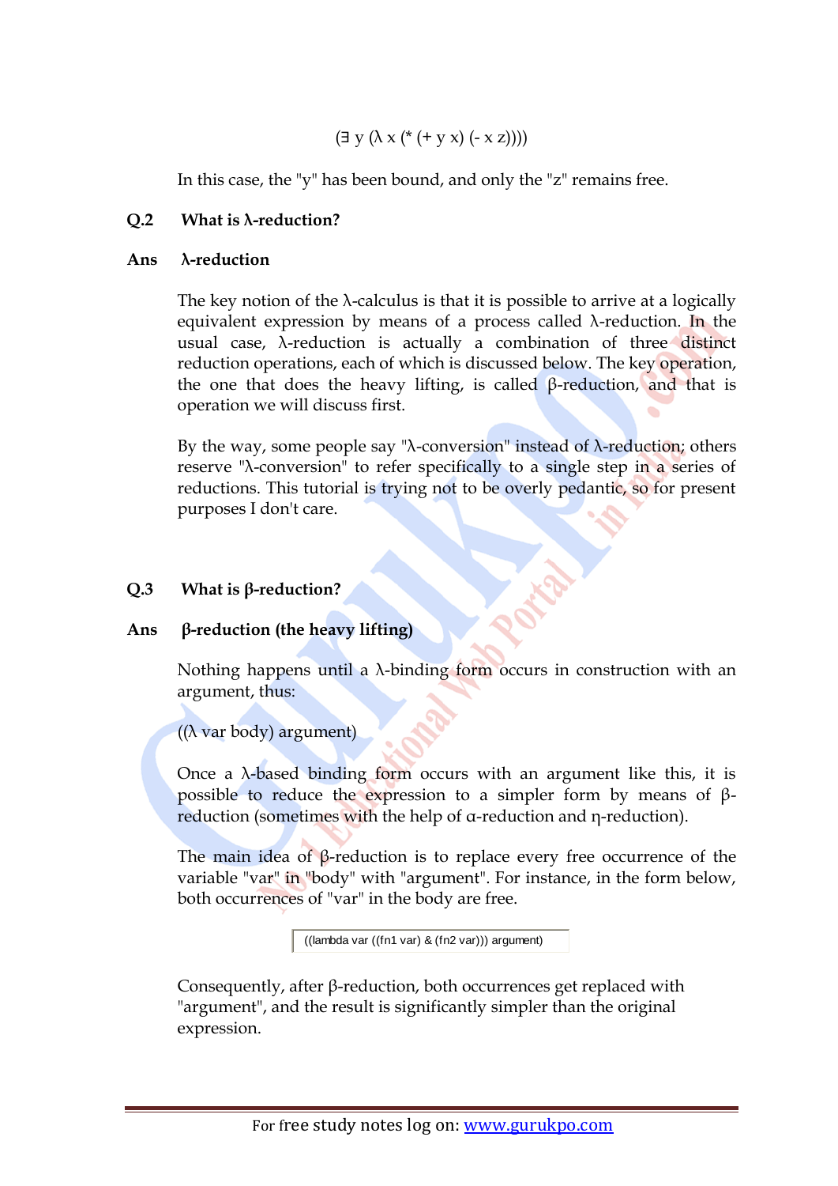(∃ y (λ x (* (+ y x) (- x z))))

In this case, the "y" has been bound, and only the "z" remains free.

**Q.2 What is λ-reduction?**

**Ans λ-reduction**

The key notion of the λ-calculus is that it is possible to arrive at a logically equivalent expression by means of a process called λ-reduction. In the usual case, λ-reduction is actually a combination of three distinct reduction operations, each of which is discussed below. The key operation, the one that does the heavy lifting, is called β-reduction, and that is operation we will discuss first.

By the way, some people say "λ-conversion" instead of λ-reduction; others reserve "λ-conversion" to refer specifically to a single step in a series of reductions. This tutorial is trying not to be overly pedantic, so for present purposes I don't care.

**Q.3 What is β-reduction?**

**Ans β-reduction (the heavy lifting)**

Nothing happens until a λ-binding form occurs in construction with an argument, thus:

((λ var body) argument)

Once a λ-based binding form occurs with an argument like this, it is possible to reduce the expression to a simpler form by means of β-reduction (sometimes with the help of α-reduction and η-reduction).

The main idea of β-reduction is to replace every free occurrence of the variable "var" in "body" with "argument". For instance, in the form below, both occurrences of "var" in the body are free.

```
((lambda var ((fn1 var) & (fn2 var))) argument)
```

Consequently, after β-reduction, both occurrences get replaced with "argument", and the result is significantly simpler than the original expression.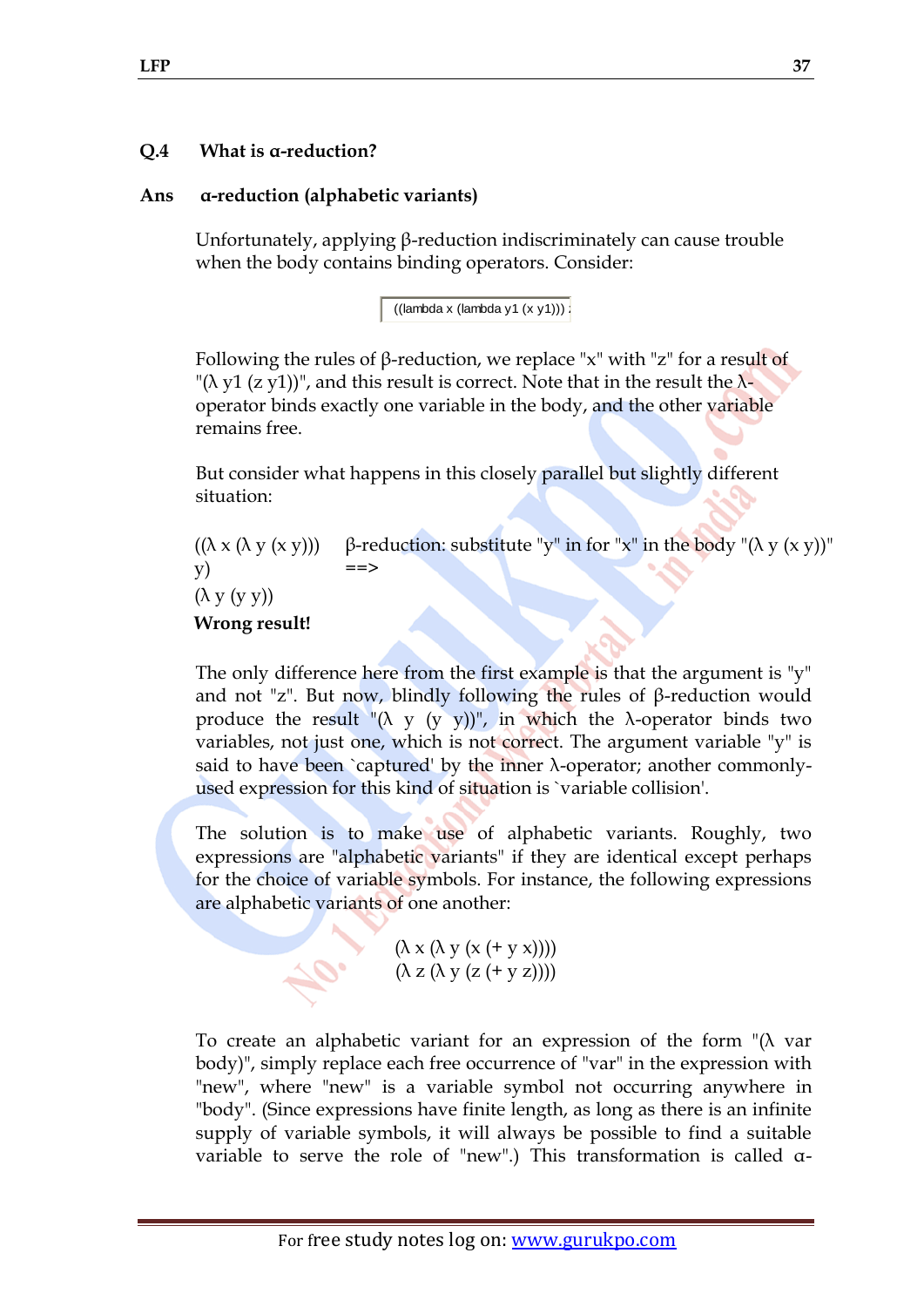## Q.4 What is α-reduction?

### Ans α-reduction (alphabetic variants)

Unfortunately, applying β-reduction indiscriminately can cause trouble when the body contains binding operators. Consider:

((lambda x (lambda y1 (x y1)))

Following the rules of β-reduction, we replace "x" with "z" for a result of "(λ y1 (z y1))", and this result is correct. Note that in the result the λ-operator binds exactly one variable in the body, and the other variable remains free.

But consider what happens in this closely parallel but slightly different situation:

((λ x (λ y (x y))) y) β-reduction: substitute "y" in for "x" in the body "(λ y (x y))" ==>

(λ y (y y))

**Wrong result!**

The only difference here from the first example is that the argument is "y" and not "z". But now, blindly following the rules of β-reduction would produce the result "(λ y (y y))", in which the λ-operator binds two variables, not just one, which is not correct. The argument variable "y" is said to have been `captured' by the inner λ-operator; another commonly-used expression for this kind of situation is `variable collision'.

The solution is to make use of alphabetic variants. Roughly, two expressions are "alphabetic variants" if they are identical except perhaps for the choice of variable symbols. For instance, the following expressions are alphabetic variants of one another:

(λ x (λ y (x (+ y x))))
(λ z (λ y (z (+ y z))))

To create an alphabetic variant for an expression of the form "(λ var body)", simply replace each free occurrence of "var" in the expression with "new", where "new" is a variable symbol not occurring anywhere in "body". (Since expressions have finite length, as long as there is an infinite supply of variable symbols, it will always be possible to find a suitable variable to serve the role of "new".) This transformation is called α-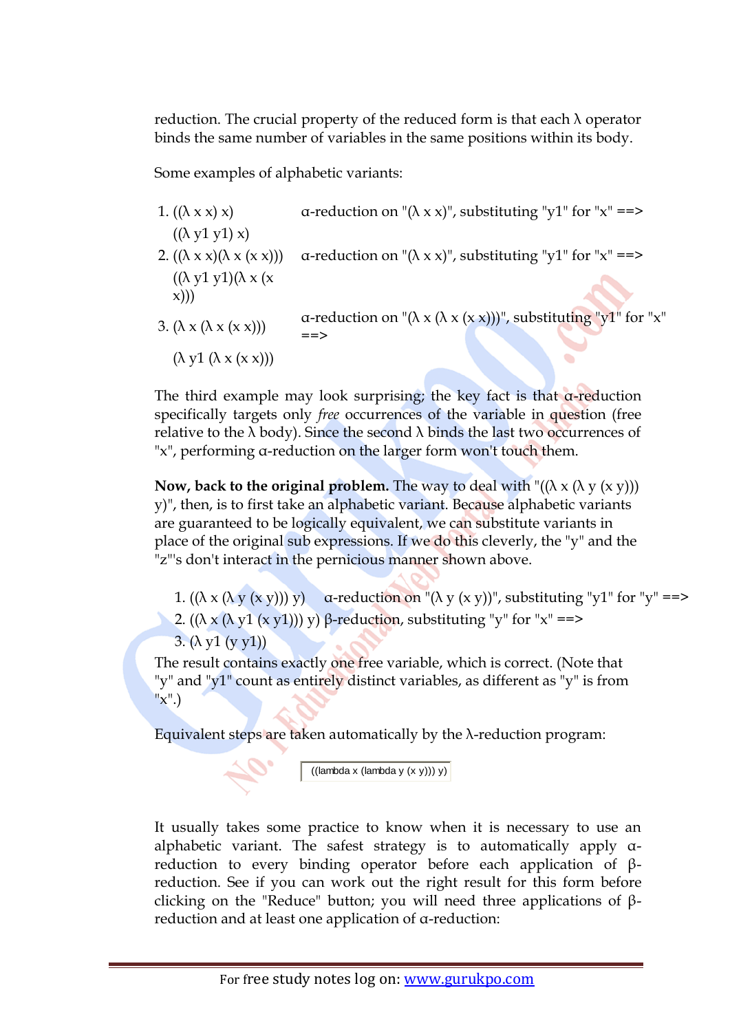reduction. The crucial property of the reduced form is that each λ operator binds the same number of variables in the same positions within its body.

Some examples of alphabetic variants:

1. ((λ x x) x) α-reduction on "(λ x x)", substituting "y1" for "x" ==>
   ((λ y1 y1) x)
2. ((λ x x)(λ x (x x))) α-reduction on "(λ x x)", substituting "y1" for "x" ==>
   ((λ y1 y1)(λ x (x x)))
3. (λ x (λ x (x x))) α-reduction on "(λ x (λ x (x x)))", substituting "y1" for "x" ==>
   (λ y1 (λ x (x x)))

The third example may look surprising; the key fact is that α-reduction specifically targets only *free* occurrences of the variable in question (free relative to the λ body). Since the second λ binds the last two occurrences of "x", performing α-reduction on the larger form won't touch them.

**Now, back to the original problem.** The way to deal with "((λ x (λ y (x y))) y)", then, is to first take an alphabetic variant. Because alphabetic variants are guaranteed to be logically equivalent, we can substitute variants in place of the original sub expressions. If we do this cleverly, the "y" and the "z"'s don't interact in the pernicious manner shown above.

1. ((λ x (λ y (x y))) y) α-reduction on "(λ y (x y))", substituting "y1" for "y" ==>
2. ((λ x (λ y1 (x y1))) y) β-reduction, substituting "y" for "x" ==>
3. (λ y1 (y y1))

The result contains exactly one free variable, which is correct. (Note that "y" and "y1" count as entirely distinct variables, as different as "y" is from "x".)

Equivalent steps are taken automatically by the λ-reduction program:

```
((lambda x (lambda y (x y))) y)
```

It usually takes some practice to know when it is necessary to use an alphabetic variant. The safest strategy is to automatically apply α-reduction to every binding operator before each application of β-reduction. See if you can work out the right result for this form before clicking on the "Reduce" button; you will need three applications of β-reduction and at least one application of α-reduction: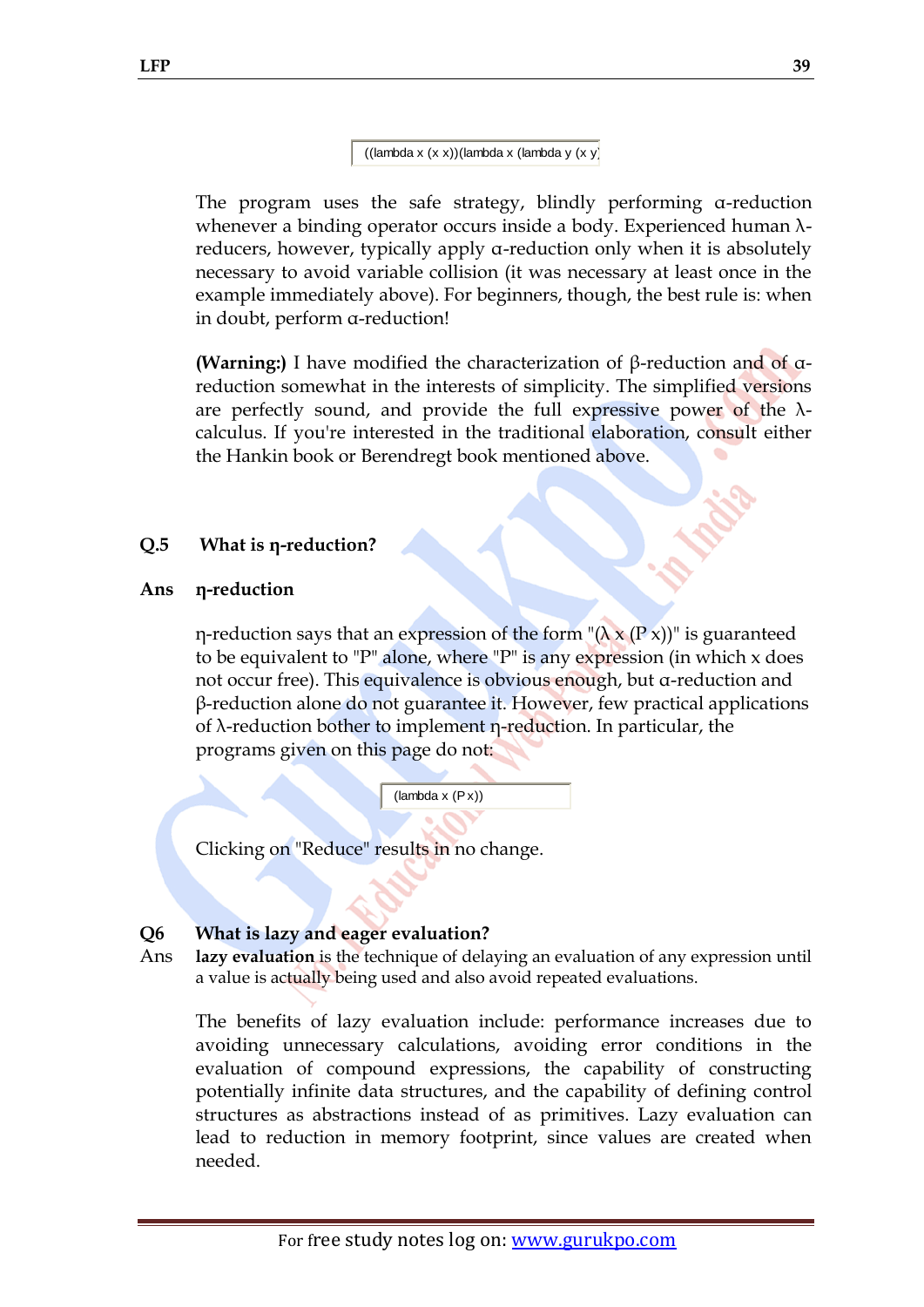```
((lambda x (x x))(lambda x (lambda y (x y)
```

The program uses the safe strategy, blindly performing α-reduction whenever a binding operator occurs inside a body. Experienced human λ-reducers, however, typically apply α-reduction only when it is absolutely necessary to avoid variable collision (it was necessary at least once in the example immediately above). For beginners, though, the best rule is: when in doubt, perform α-reduction!

**(Warning:)** I have modified the characterization of β-reduction and of α-reduction somewhat in the interests of simplicity. The simplified versions are perfectly sound, and provide the full expressive power of the λ-calculus. If you're interested in the traditional elaboration, consult either the Hankin book or Berendregt book mentioned above.

**Q.5 What is η-reduction?**

**Ans η-reduction**

η-reduction says that an expression of the form "(λ x (P x))" is guaranteed to be equivalent to "P" alone, where "P" is any expression (in which x does not occur free). This equivalence is obvious enough, but α-reduction and β-reduction alone do not guarantee it. However, few practical applications of λ-reduction bother to implement η-reduction. In particular, the programs given on this page do not:

```
(lambda x (P x))
```

Clicking on "Reduce" results in no change.

**Q6 What is lazy and eager evaluation?**

**Ans** **lazy evaluation** is the technique of delaying an evaluation of any expression until a value is actually being used and also avoid repeated evaluations.

The benefits of lazy evaluation include: performance increases due to avoiding unnecessary calculations, avoiding error conditions in the evaluation of compound expressions, the capability of constructing potentially infinite data structures, and the capability of defining control structures as abstractions instead of as primitives. Lazy evaluation can lead to reduction in memory footprint, since values are created when needed.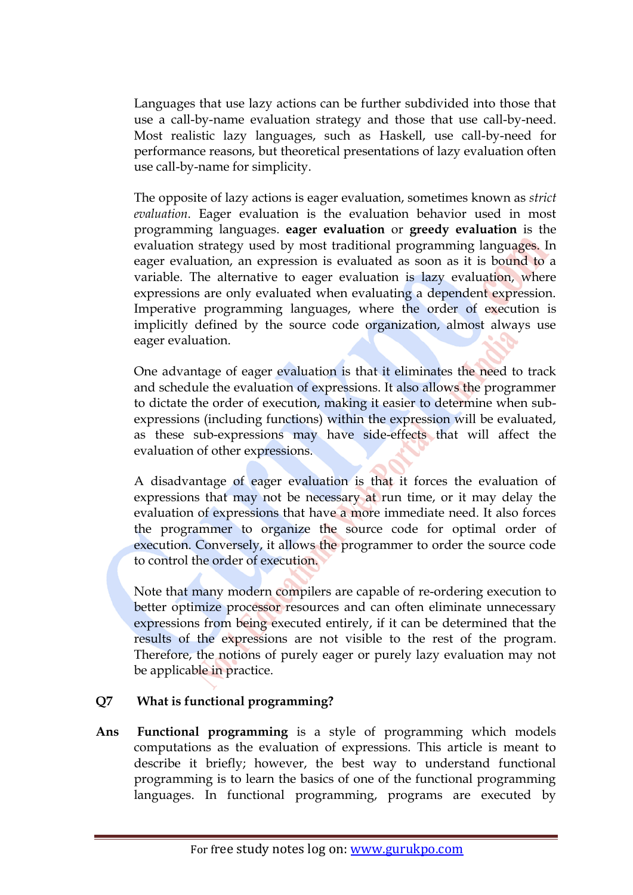Languages that use lazy actions can be further subdivided into those that use a call-by-name evaluation strategy and those that use call-by-need. Most realistic lazy languages, such as Haskell, use call-by-need for performance reasons, but theoretical presentations of lazy evaluation often use call-by-name for simplicity.

The opposite of lazy actions is eager evaluation, sometimes known as *strict evaluation*. Eager evaluation is the evaluation behavior used in most programming languages. **eager evaluation** or **greedy evaluation** is the evaluation strategy used by most traditional programming languages. In eager evaluation, an expression is evaluated as soon as it is bound to a variable. The alternative to eager evaluation is lazy evaluation, where expressions are only evaluated when evaluating a dependent expression. Imperative programming languages, where the order of execution is implicitly defined by the source code organization, almost always use eager evaluation.

One advantage of eager evaluation is that it eliminates the need to track and schedule the evaluation of expressions. It also allows the programmer to dictate the order of execution, making it easier to determine when sub-expressions (including functions) within the expression will be evaluated, as these sub-expressions may have side-effects that will affect the evaluation of other expressions.

A disadvantage of eager evaluation is that it forces the evaluation of expressions that may not be necessary at run time, or it may delay the evaluation of expressions that have a more immediate need. It also forces the programmer to organize the source code for optimal order of execution. Conversely, it allows the programmer to order the source code to control the order of execution.

Note that many modern compilers are capable of re-ordering execution to better optimize processor resources and can often eliminate unnecessary expressions from being executed entirely, if it can be determined that the results of the expressions are not visible to the rest of the program. Therefore, the notions of purely eager or purely lazy evaluation may not be applicable in practice.

**Q7 What is functional programming?**

**Ans** **Functional programming** is a style of programming which models computations as the evaluation of expressions. This article is meant to describe it briefly; however, the best way to understand functional programming is to learn the basics of one of the functional programming languages. In functional programming, programs are executed by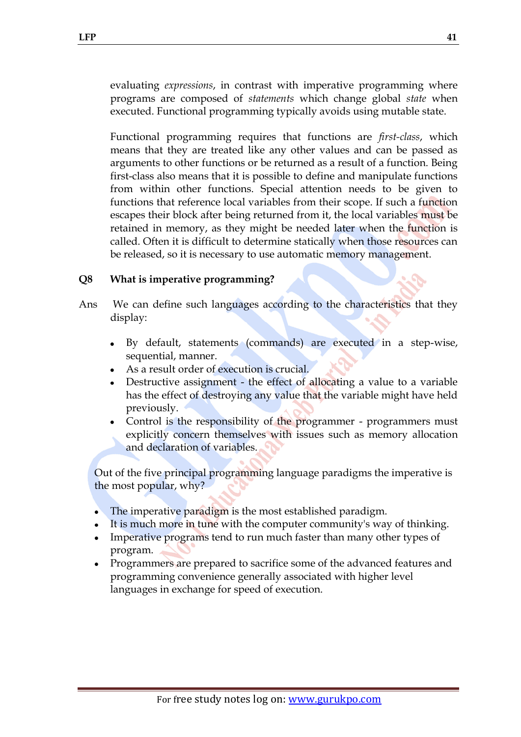evaluating *expressions*, in contrast with imperative programming where programs are composed of *statements* which change global *state* when executed. Functional programming typically avoids using mutable state.

Functional programming requires that functions are *first-class*, which means that they are treated like any other values and can be passed as arguments to other functions or be returned as a result of a function. Being first-class also means that it is possible to define and manipulate functions from within other functions. Special attention needs to be given to functions that reference local variables from their scope. If such a function escapes their block after being returned from it, the local variables must be retained in memory, as they might be needed later when the function is called. Often it is difficult to determine statically when those resources can be released, so it is necessary to use automatic memory management.

**Q8 What is imperative programming?**

Ans We can define such languages according to the characteristics that they display:

- By default, statements (commands) are executed in a step-wise, sequential, manner.
- As a result order of execution is crucial.
- Destructive assignment - the effect of allocating a value to a variable has the effect of destroying any value that the variable might have held previously.
- Control is the responsibility of the programmer - programmers must explicitly concern themselves with issues such as memory allocation and declaration of variables.

Out of the five principal programming language paradigms the imperative is the most popular, why?

- The imperative paradigm is the most established paradigm.
- It is much more in tune with the computer community's way of thinking.
- Imperative programs tend to run much faster than many other types of program.
- Programmers are prepared to sacrifice some of the advanced features and programming convenience generally associated with higher level languages in exchange for speed of execution.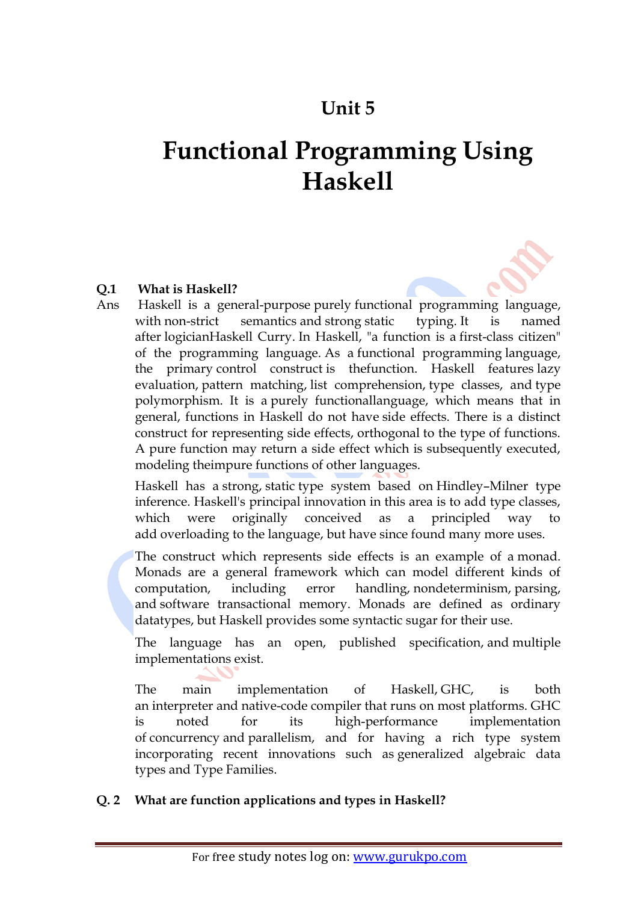## Unit 5

# Functional Programming Using Haskell

**Q.1 What is Haskell?**

Ans Haskell is a general-purpose purely functional programming language, with non-strict semantics and strong static typing. It is named after logicianHaskell Curry. In Haskell, "a function is a first-class citizen" of the programming language. As a functional programming language, the primary control construct is thefunction. Haskell features lazy evaluation, pattern matching, list comprehension, type classes, and type polymorphism. It is a purely functionallanguage, which means that in general, functions in Haskell do not have side effects. There is a distinct construct for representing side effects, orthogonal to the type of functions. A pure function may return a side effect which is subsequently executed, modeling theimpure functions of other languages.

Haskell has a strong, static type system based on Hindley–Milner type inference. Haskell's principal innovation in this area is to add type classes, which were originally conceived as a principled way to add overloading to the language, but have since found many more uses.

The construct which represents side effects is an example of a monad. Monads are a general framework which can model different kinds of computation, including error handling, nondeterminism, parsing, and software transactional memory. Monads are defined as ordinary datatypes, but Haskell provides some syntactic sugar for their use.

The language has an open, published specification, and multiple implementations exist.

The main implementation of Haskell, GHC, is both an interpreter and native-code compiler that runs on most platforms. GHC is noted for its high-performance implementation of concurrency and parallelism, and for having a rich type system incorporating recent innovations such as generalized algebraic data types and Type Families.

**Q. 2 What are function applications and types in Haskell?**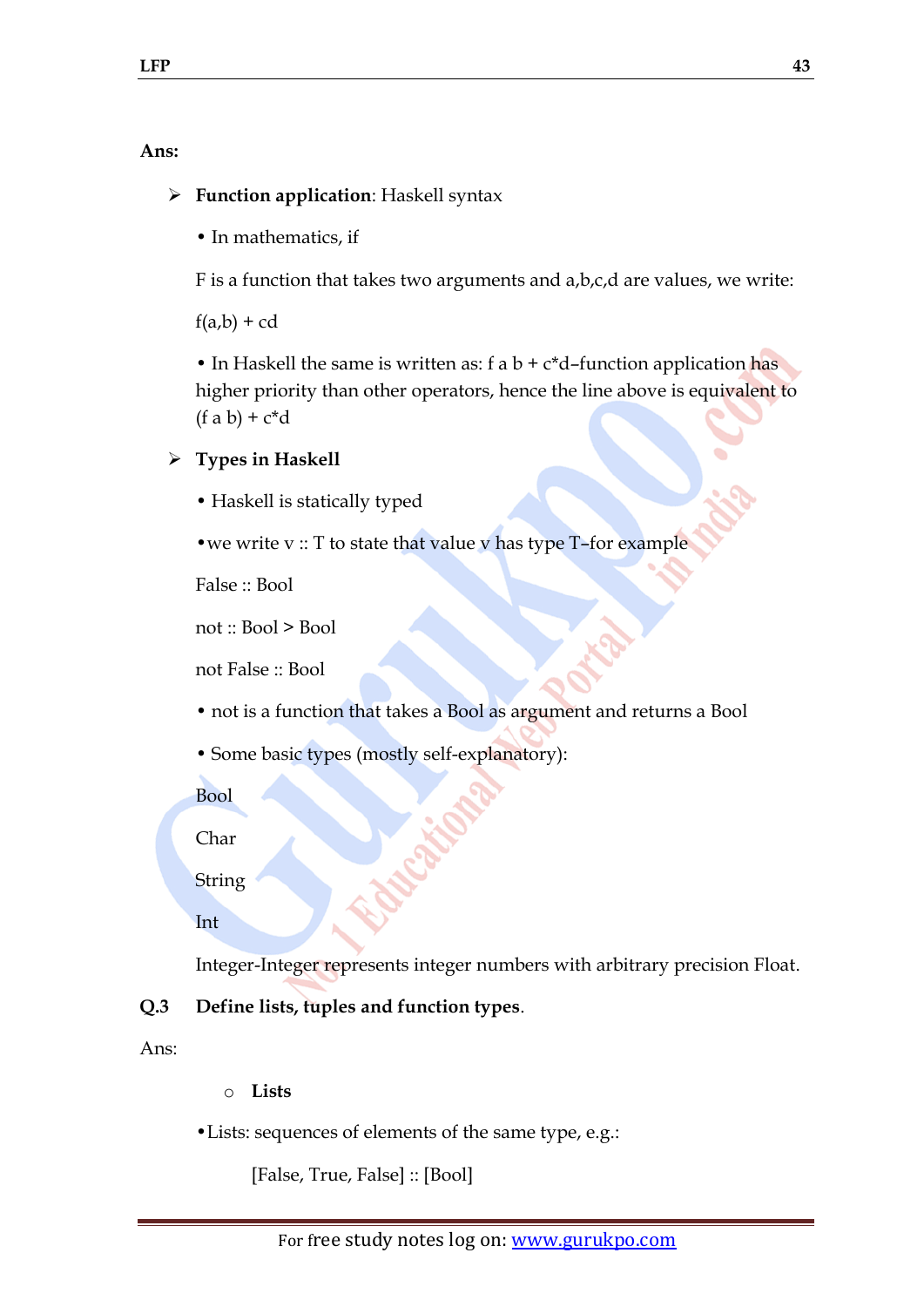**Ans:**

- **Function application**: Haskell syntax

  • In mathematics, if

  F is a function that takes two arguments and a,b,c,d are values, we write:

  f(a,b) + cd

  • In Haskell the same is written as: f a b + c*d–function application has higher priority than other operators, hence the line above is equivalent to (f a b) + c*d

- **Types in Haskell**

  • Haskell is statically typed

  •we write v :: T to state that value v has type T–for example

  False :: Bool

  not :: Bool > Bool

  not False :: Bool

  • not is a function that takes a Bool as argument and returns a Bool

  • Some basic types (mostly self-explanatory):

  Bool

  Char

  String

  Int

  Integer-Integer represents integer numbers with arbitrary precision Float.

**Q.3 Define lists, tuples and function types**.

Ans:

- **Lists**

•Lists: sequences of elements of the same type, e.g.:

[False, True, False] :: [Bool]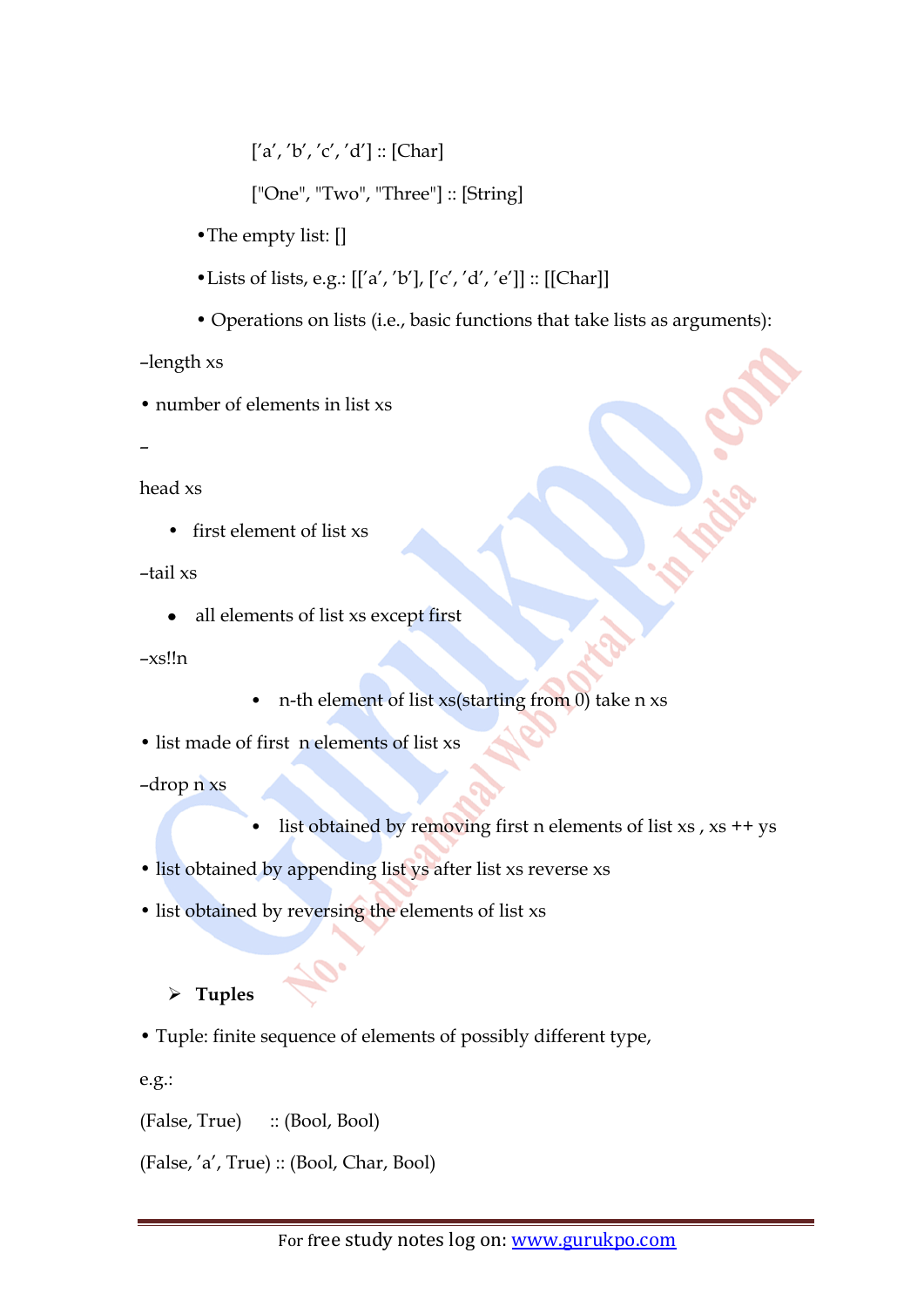['a', 'b', 'c', 'd'] :: [Char]

["One", "Two", "Three"] :: [String]

- The empty list: []
- Lists of lists, e.g.: [['a', 'b'], ['c', 'd', 'e']] :: [[Char]]
- Operations on lists (i.e., basic functions that take lists as arguments):

–length xs

- number of elements in list xs

–

head xs

- first element of list xs

–tail xs

- all elements of list xs except first

–xs!!n

- n-th element of list xs(starting from 0) take n xs

- list made of first n elements of list xs

–drop n xs

- list obtained by removing first n elements of list xs , xs ++ ys

- list obtained by appending list ys after list xs reverse xs
- list obtained by reversing the elements of list xs

➢ **Tuples**

- Tuple: finite sequence of elements of possibly different type,

e.g.:

(False, True) :: (Bool, Bool)

(False, 'a', True) :: (Bool, Char, Bool)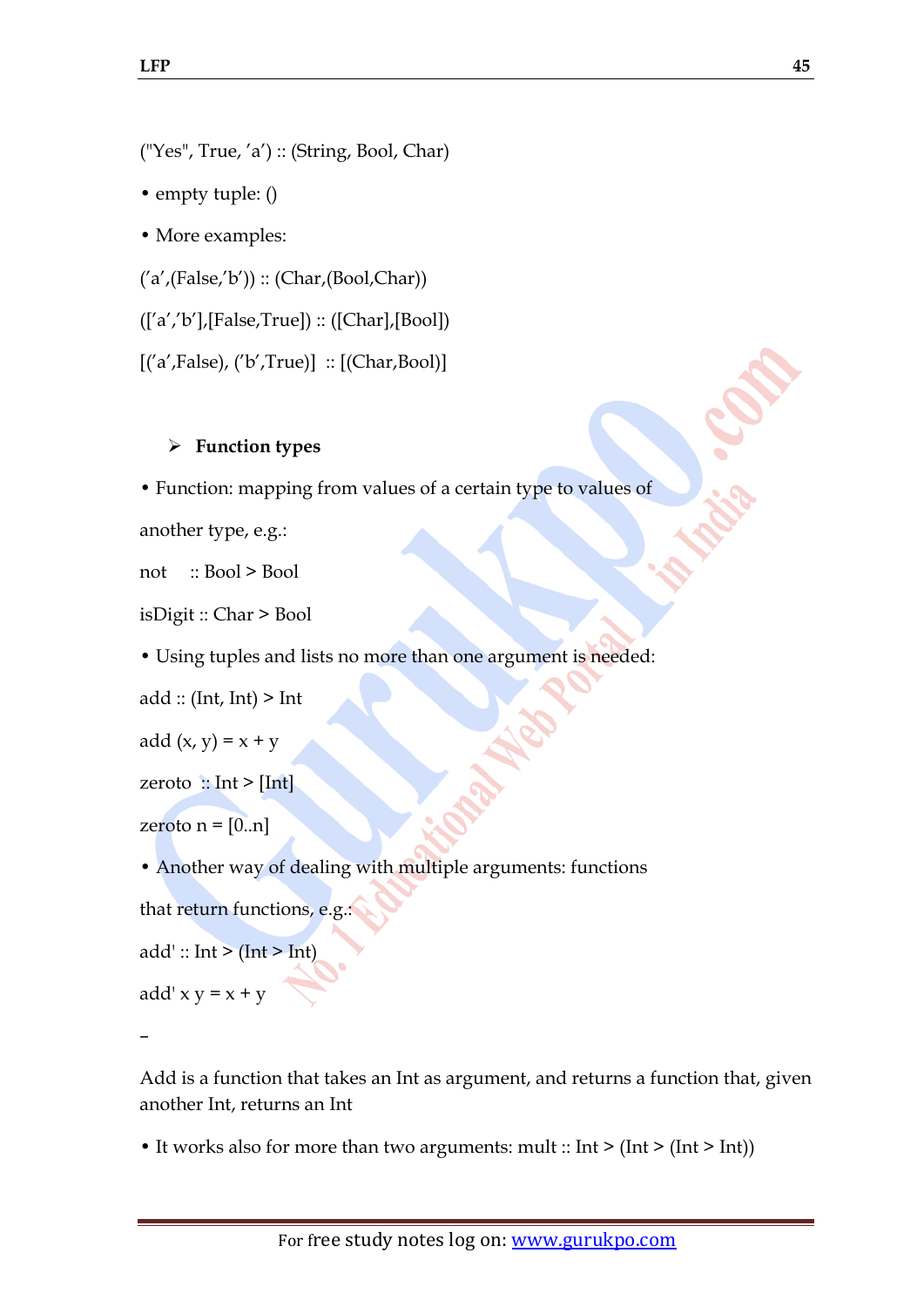("Yes", True, 'a') :: (String, Bool, Char)

- empty tuple: ()
- More examples:

('a',(False,'b')) :: (Char,(Bool,Char))

(['a','b'],[False,True]) :: ([Char],[Bool])

[('a',False), ('b',True)] :: [(Char,Bool)]

➢ **Function types**

- Function: mapping from values of a certain type to values of another type, e.g.:

not :: Bool > Bool

isDigit :: Char > Bool

- Using tuples and lists no more than one argument is needed:

add :: (Int, Int) > Int

add (x, y) = x + y

zeroto :: Int > [Int]

zeroto n = [0..n]

- Another way of dealing with multiple arguments: functions that return functions, e.g.:

add' :: Int > (Int > Int)

add' x y = x + y

–

Add is a function that takes an Int as argument, and returns a function that, given another Int, returns an Int

- It works also for more than two arguments: mult :: Int > (Int > (Int > Int))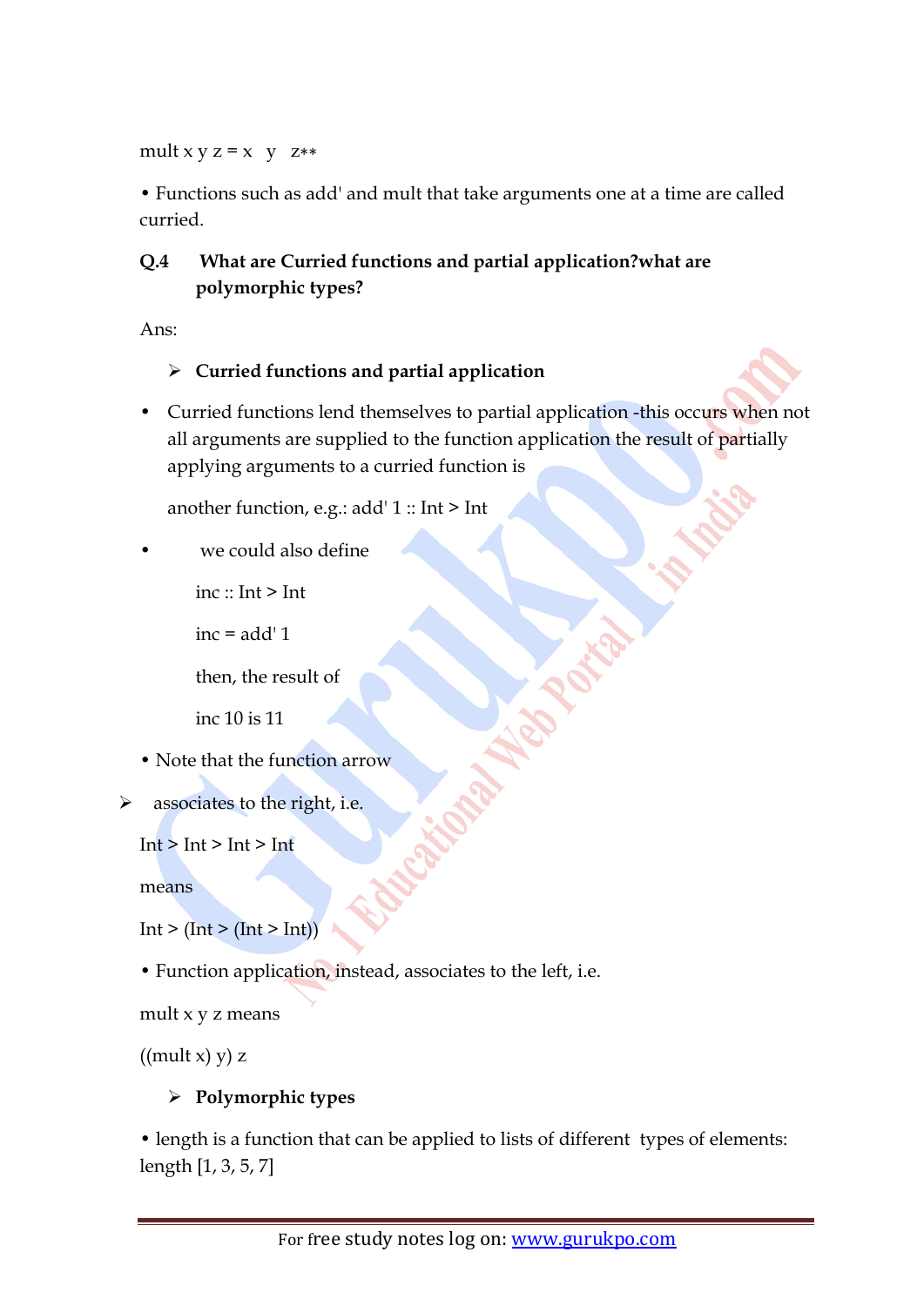mult x y z = x   y   z**

- Functions such as add' and mult that take arguments one at a time are called curried.

**Q.4 What are Curried functions and partial application?what are polymorphic types?**

Ans:

- **Curried functions and partial application**

- Curried functions lend themselves to partial application -this occurs when not all arguments are supplied to the function application the result of partially applying arguments to a curried function is

  another function, e.g.: add' 1 :: Int > Int

- we could also define

  inc :: Int > Int

  inc = add' 1

  then, the result of

  inc 10 is 11

- Note that the function arrow

- associates to the right, i.e.

Int > Int > Int > Int

means

Int > (Int > (Int > Int))

- Function application, instead, associates to the left, i.e.

mult x y z means

((mult x) y) z

- **Polymorphic types**

- length is a function that can be applied to lists of different types of elements: length [1, 3, 5, 7]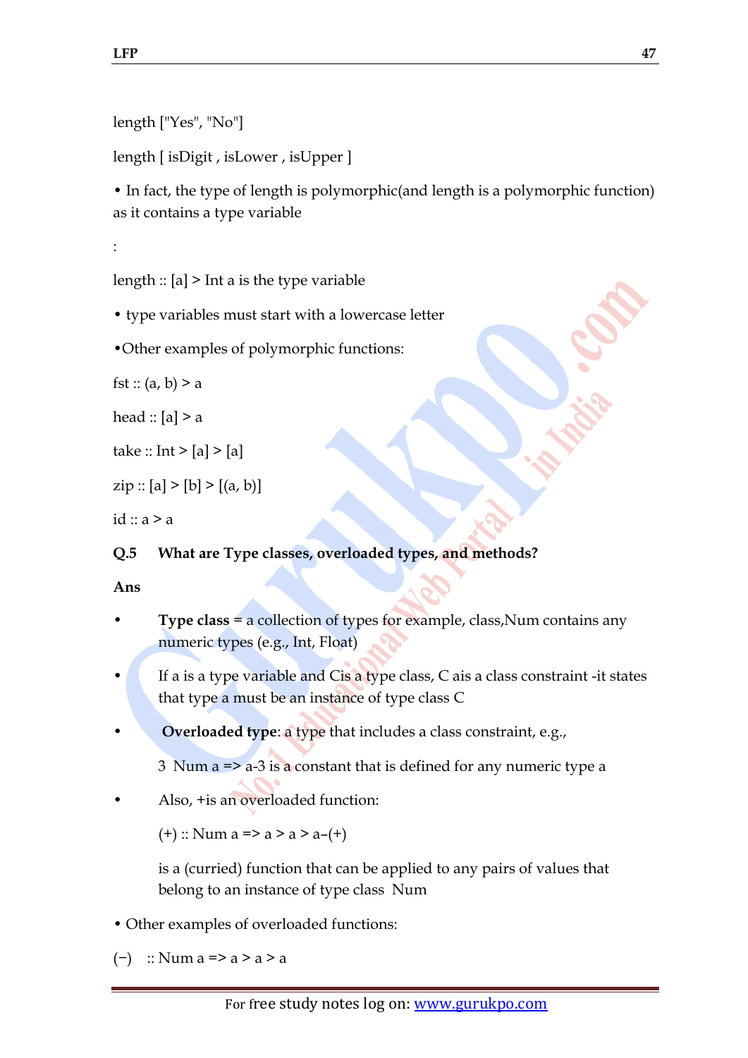length ["Yes", "No"]

length [ isDigit , isLower , isUpper ]

• In fact, the type of length is polymorphic(and length is a polymorphic function) as it contains a type variable

:

length :: [a] > Int a is the type variable

• type variables must start with a lowercase letter

•Other examples of polymorphic functions:

fst :: (a, b) > a

head :: [a] > a

take :: Int > [a] > [a]

zip :: [a] > [b] > [(a, b)]

id :: a > a

**Q.5 What are Type classes, overloaded types, and methods?**

**Ans**

- **Type class** = a collection of types for example, class,Num contains any numeric types (e.g., Int, Float)
- If a is a type variable and Cis a type class, C ais a class constraint -it states that type a must be an instance of type class C
- **Overloaded type**: a type that includes a class constraint, e.g.,

  3 Num a => a-3 is a constant that is defined for any numeric type a
- Also, +is an overloaded function:

  (+) :: Num a => a > a > a–(+)

  is a (curried) function that can be applied to any pairs of values that belong to an instance of type class Num

• Other examples of overloaded functions:

(−) :: Num a => a > a > a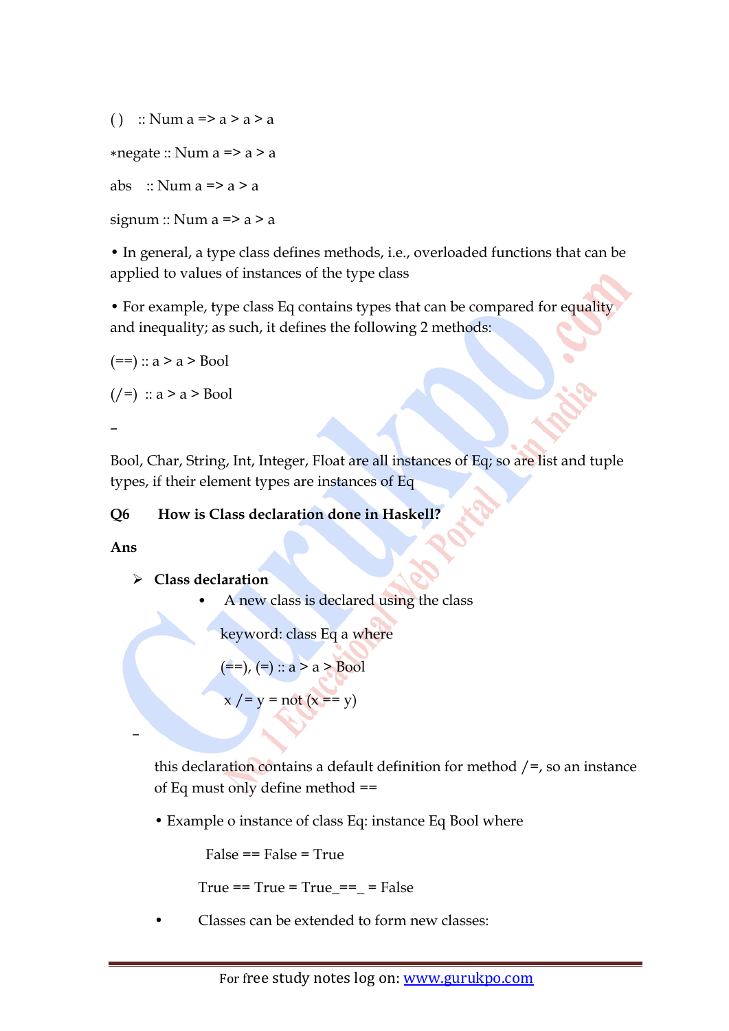( )   :: Num a => a > a > a

∗negate :: Num a => a > a

abs    :: Num a => a > a

signum :: Num a => a > a

• In general, a type class defines methods, i.e., overloaded functions that can be applied to values of instances of the type class

• For example, type class Eq contains types that can be compared for equality and inequality; as such, it defines the following 2 methods:

(==) :: a > a > Bool

(/=)  :: a > a > Bool

–

Bool, Char, String, Int, Integer, Float are all instances of Eq; so are list and tuple types, if their element types are instances of Eq

**Q6 How is Class declaration done in Haskell?**

**Ans**

- **Class declaration**
  - A new class is declared using the class

    keyword: class Eq a where

    (==), (=) :: a > a > Bool

    x /= y = not (x == y)

–

this declaration contains a default definition for method /=, so an instance of Eq must only define method ==

• Example o instance of class Eq: instance Eq Bool where

False == False = True

True == True = True_==_ = False

- Classes can be extended to form new classes: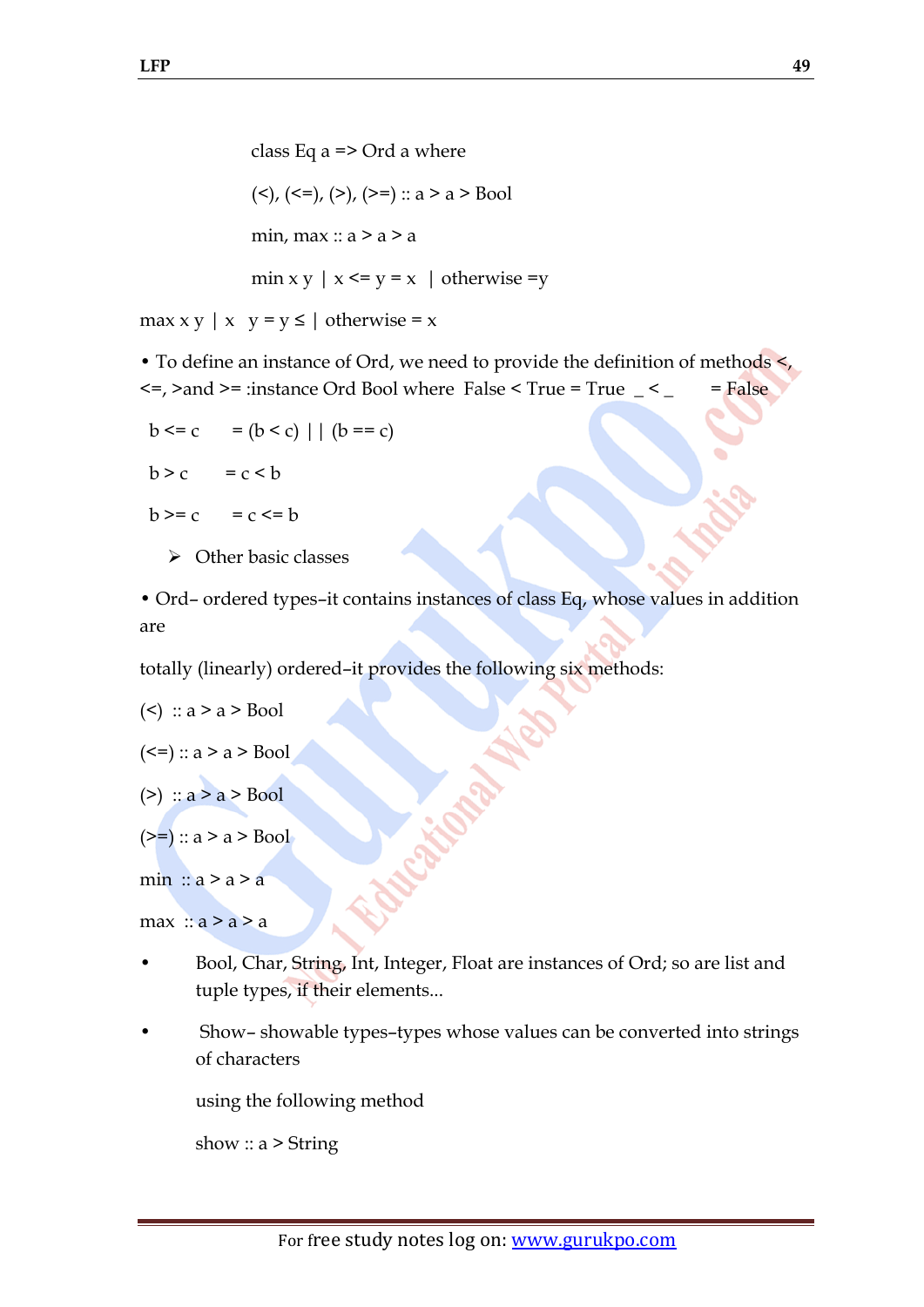```
class Eq a => Ord a where

(<), (<=), (>), (>=) :: a > a > Bool

min, max :: a > a > a

min x y | x <= y = x | otherwise =y
```

max x y | x  y = y ≤ | otherwise = x

• To define an instance of Ord, we need to provide the definition of methods <, <=, >and >= :instance Ord Bool where False < True = True _ < _ = False

```
b <= c     = (b < c) || (b == c)

b > c      = c < b

b >= c     = c <= b
```

- Other basic classes

• Ord– ordered types–it contains instances of class Eq, whose values in addition are

totally (linearly) ordered–it provides the following six methods:

```
(<)  :: a > a > Bool

(<=) :: a > a > Bool

(>)  :: a > a > Bool

(>=) :: a > a > Bool

min  :: a > a > a

max  :: a > a > a
```

- Bool, Char, String, Int, Integer, Float are instances of Ord; so are list and tuple types, if their elements...
- Show– showable types–types whose values can be converted into strings of characters

  using the following method

  show :: a > String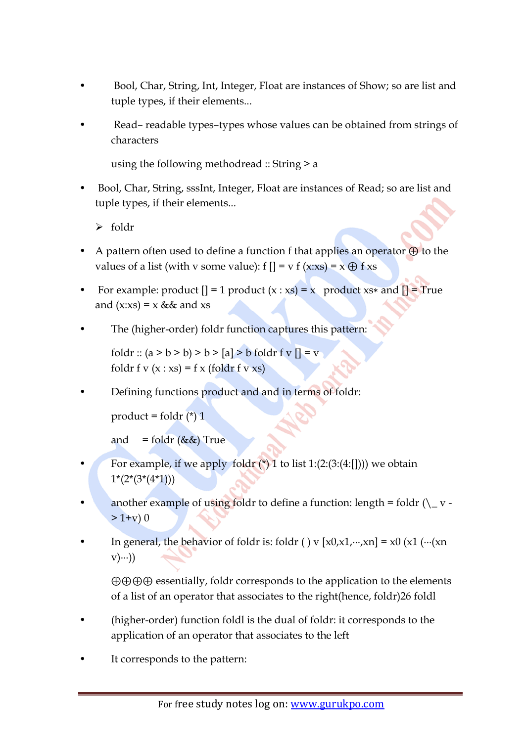- Bool, Char, String, Int, Integer, Float are instances of Show; so are list and tuple types, if their elements...

- Read– readable types–types whose values can be obtained from strings of characters

  using the following methodread :: String > a

- Bool, Char, String, sssInt, Integer, Float are instances of Read; so are list and tuple types, if their elements...

  - foldr

- A pattern often used to define a function f that applies an operator ⊕ to the values of a list (with v some value): f [] = v f (x:xs) = x ⊕ f xs

- For example: product [] = 1 product (x : xs) = x  product xs∗ and [] = True and (x:xs) = x && and xs

- The (higher-order) foldr function captures this pattern:

  foldr :: (a > b > b) > b > [a] > b foldr f v [] = v
  foldr f v (x : xs) = f x (foldr f v xs)

- Defining functions product and and in terms of foldr:

  product = foldr (*) 1

  and   = foldr (&&) True

- For example, if we apply  foldr (*) 1 to list 1:(2:(3:(4:[]))) we obtain 1*(2*(3*(4*1)))

- another example of using foldr to define a function: length = foldr (\_ v -> 1+v) 0

- In general, the behavior of foldr is: foldr ( ) v [x0,x1,···,xn] = x0 (x1 (···(xn v)···))

  ⊕⊕⊕⊕ essentially, foldr corresponds to the application to the elements of a list of an operator that associates to the right(hence, foldr)26 foldl

- (higher-order) function foldl is the dual of foldr: it corresponds to the application of an operator that associates to the left

- It corresponds to the pattern: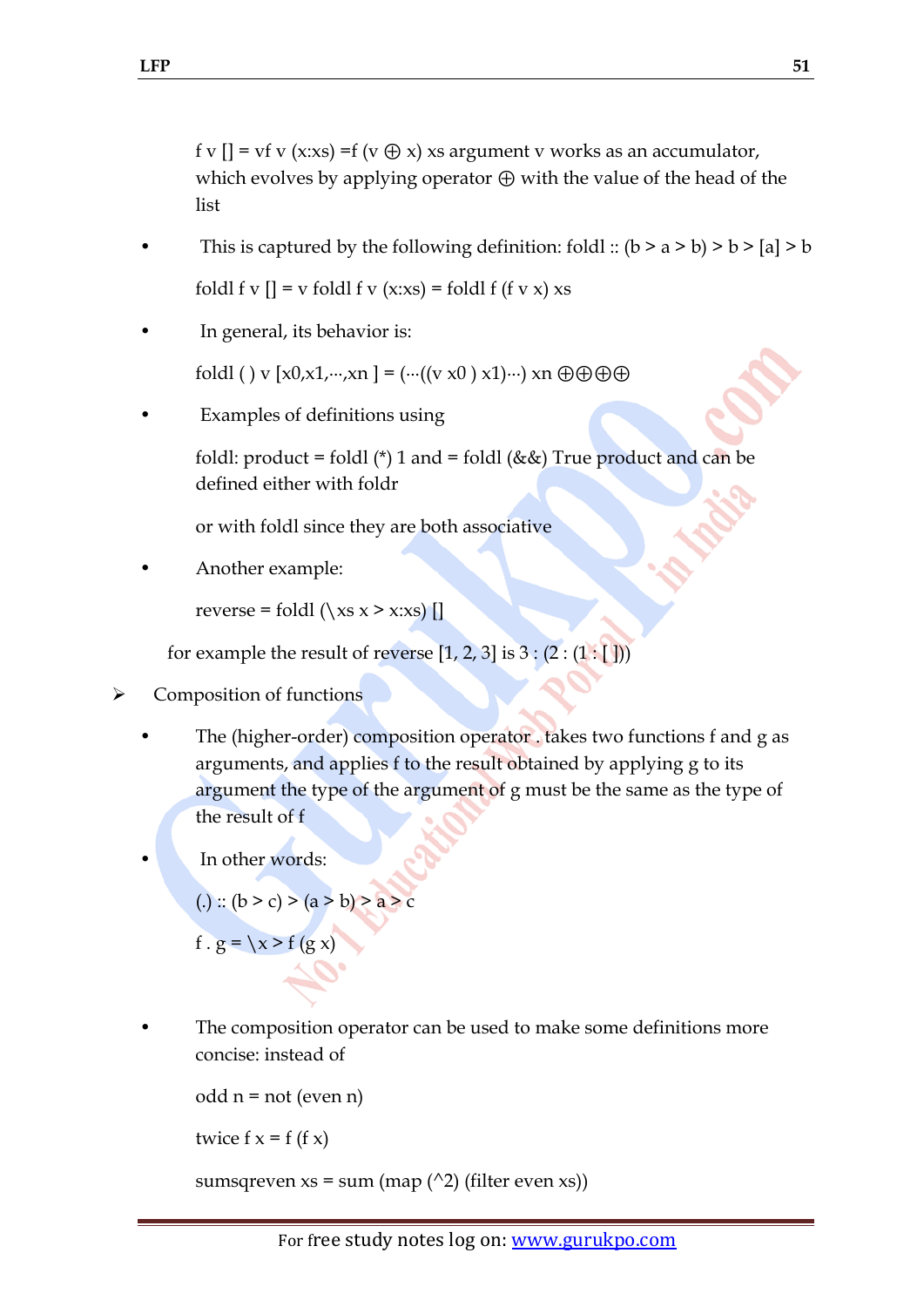f v [] = vf v (x:xs) =f (v ⊕ x) xs argument v works as an accumulator, which evolves by applying operator ⊕ with the value of the head of the list

- This is captured by the following definition: foldl :: (b > a > b) > b > [a] > b

  foldl f v [] = v foldl f v (x:xs) = foldl f (f v x) xs

- In general, its behavior is:

  foldl ( ) v [x0,x1,···,xn ] = (···((v x0 ) x1)···) xn ⊕⊕⊕⊕

- Examples of definitions using

  foldl: product = foldl (*) 1 and = foldl (&&) True product and can be defined either with foldr

  or with foldl since they are both associative

- Another example:

  reverse = foldl (\xs x > x:xs) []

  for example the result of reverse [1, 2, 3] is 3 : (2 : (1 : [ ]))

➢ Composition of functions

- The (higher-order) composition operator . takes two functions f and g as arguments, and applies f to the result obtained by applying g to its argument the type of the argument of g must be the same as the type of the result of f

- In other words:

  (.) :: (b > c) > (a > b) > a > c

  f . g = \x > f (g x)

- The composition operator can be used to make some definitions more concise: instead of

  odd n = not (even n)

  twice f x = f (f x)

  sumsqreven xs = sum (map (^2) (filter even xs))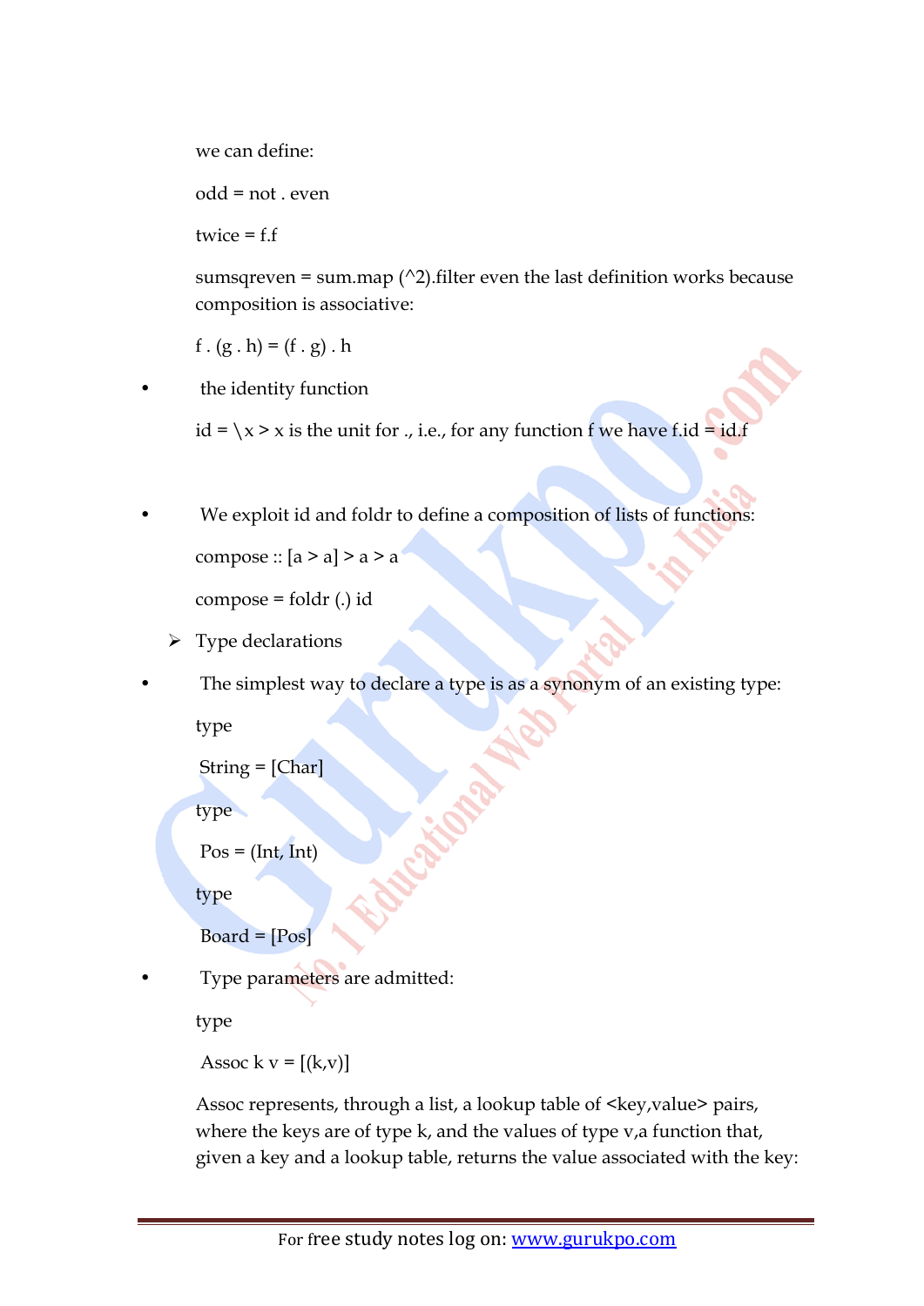we can define:

odd = not . even

twice = f.f

sumsqreven = sum.map (^2).filter even the last definition works because composition is associative:

f . (g . h) = (f . g) . h

- the identity function

id = \x > x is the unit for ., i.e., for any function f we have f.id = id.f

- We exploit id and foldr to define a composition of lists of functions:

compose :: [a > a] > a > a

compose = foldr (.) id

➢ Type declarations

- The simplest way to declare a type is as a synonym of an existing type:

type

String = [Char]

type

Pos = (Int, Int)

type

Board = [Pos]

- Type parameters are admitted:

type

Assoc k v = [(k,v)]

Assoc represents, through a list, a lookup table of <key,value> pairs, where the keys are of type k, and the values of type v,a function that, given a key and a lookup table, returns the value associated with the key: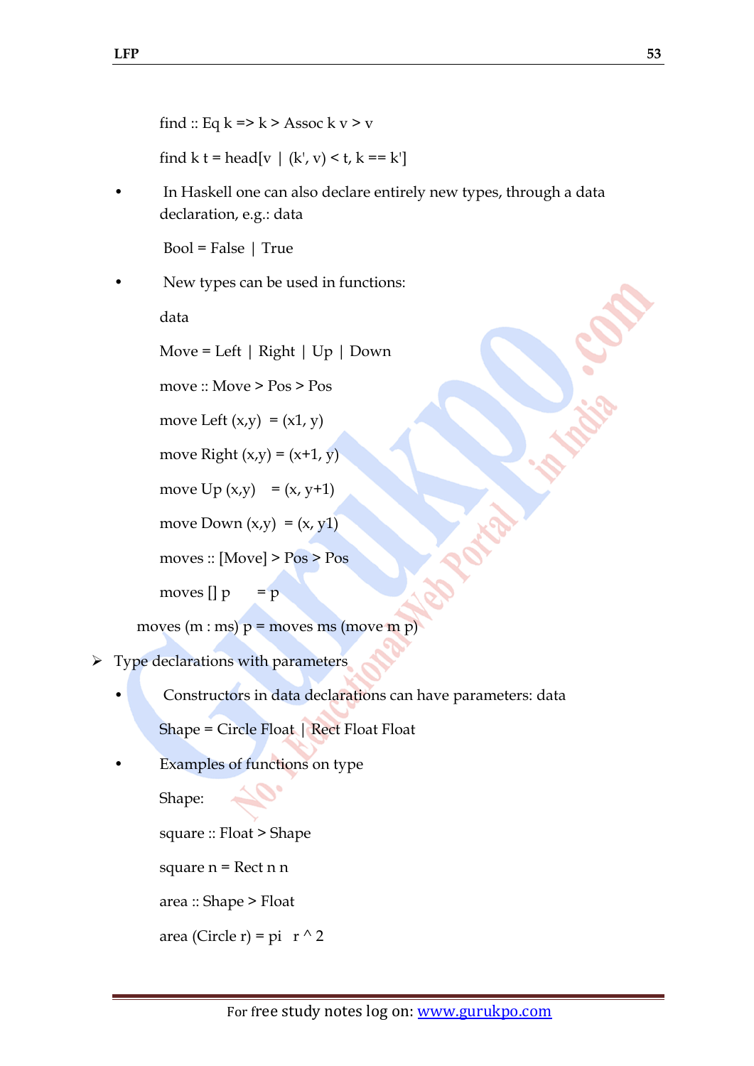find :: Eq k => k > Assoc k v > v

find k t = head[v | (k', v) < t, k == k']

- In Haskell one can also declare entirely new types, through a data declaration, e.g.: data

  Bool = False | True

- New types can be used in functions:

  data

  Move = Left | Right | Up | Down

  move :: Move > Pos > Pos

  move Left (x,y) = (x1, y)

  move Right (x,y) = (x+1, y)

  move Up (x,y) = (x, y+1)

  move Down (x,y) = (x, y1)

  moves :: [Move] > Pos > Pos

  moves [] p = p

  moves (m : ms) p = moves ms (move m p)

➢ Type declarations with parameters

- Constructors in data declarations can have parameters: data

  Shape = Circle Float | Rect Float Float

- Examples of functions on type

  Shape:

  square :: Float > Shape

  square n = Rect n n

  area :: Shape > Float

  area (Circle r) = pi r ^ 2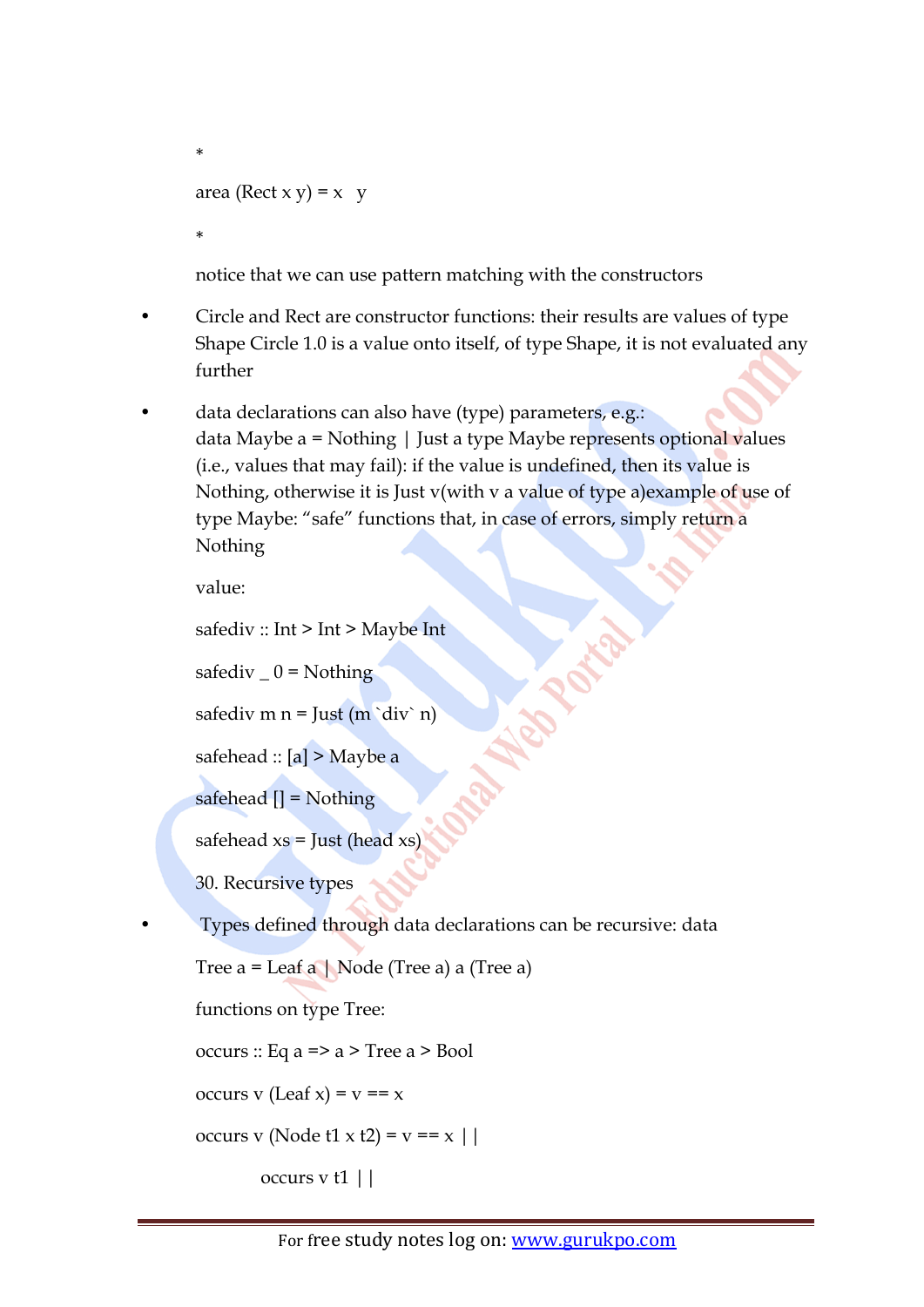*

area (Rect x y) = x   y

*

notice that we can use pattern matching with the constructors

- Circle and Rect are constructor functions: their results are values of type Shape Circle 1.0 is a value onto itself, of type Shape, it is not evaluated any further

- data declarations can also have (type) parameters, e.g.:
data Maybe a = Nothing | Just a type Maybe represents optional values (i.e., values that may fail): if the value is undefined, then its value is Nothing, otherwise it is Just v(with v a value of type a)example of use of type Maybe: "safe" functions that, in case of errors, simply return a Nothing

value:

safediv :: Int > Int > Maybe Int

safediv _ 0 = Nothing

safediv m n = Just (m `div` n)

safehead :: [a] > Maybe a

safehead [] = Nothing

safehead xs = Just (head xs)

30. Recursive types

- Types defined through data declarations can be recursive: data

Tree a = Leaf a | Node (Tree a) a (Tree a)

functions on type Tree:

occurs :: Eq a => a > Tree a > Bool

occurs v (Leaf x) = v == x

occurs v (Node t1 x t2) = v == x ||

occurs v t1 ||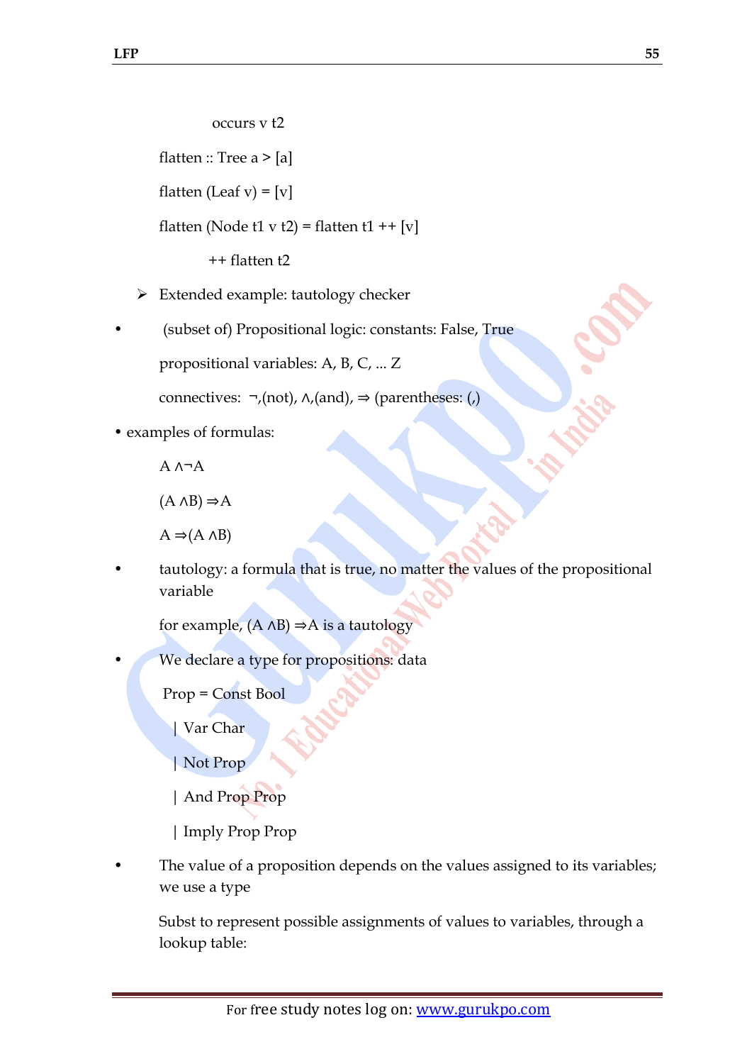occurs v t2

flatten :: Tree a > [a]

flatten (Leaf v) = [v]

flatten (Node t1 v t2) = flatten t1 ++ [v]

++ flatten t2

- Extended example: tautology checker

- (subset of) Propositional logic: constants: False, True

  propositional variables: A, B, C, ... Z

  connectives: ¬,(not), ∧,(and), ⇒ (parentheses: (,)

- examples of formulas:

  $A \wedge \neg A$

  $(A \wedge B) \Rightarrow A$

  $A \Rightarrow (A \wedge B)$

- tautology: a formula that is true, no matter the values of the propositional variable

  for example, $(A \wedge B) \Rightarrow A$ is a tautology

- We declare a type for propositions: data

  Prop = Const Bool

  | Var Char

  | Not Prop

  | And Prop Prop

  | Imply Prop Prop

- The value of a proposition depends on the values assigned to its variables; we use a type

  Subst to represent possible assignments of values to variables, through a lookup table: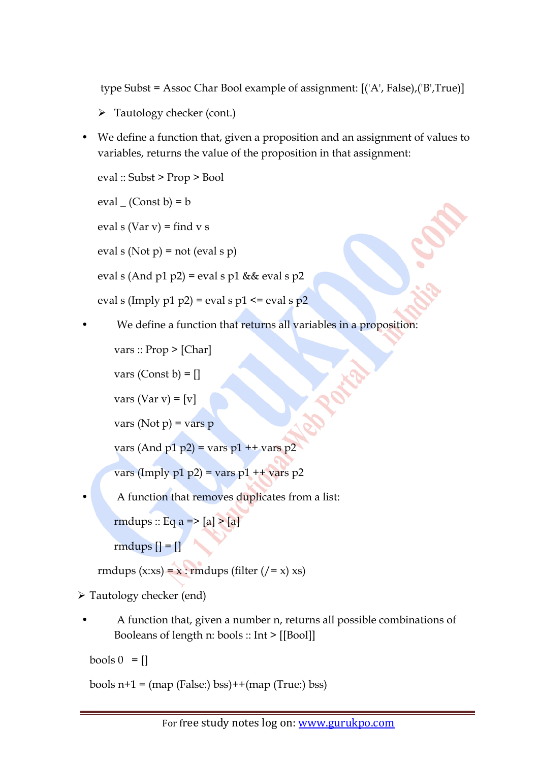type Subst = Assoc Char Bool example of assignment: [('A', False),('B',True)]

- Tautology checker (cont.)

- We define a function that, given a proposition and an assignment of values to variables, returns the value of the proposition in that assignment:

```
eval :: Subst > Prop > Bool

eval _ (Const b) = b

eval s (Var v) = find v s

eval s (Not p) = not (eval s p)

eval s (And p1 p2) = eval s p1 && eval s p2

eval s (Imply p1 p2) = eval s p1 <= eval s p2
```

- We define a function that returns all variables in a proposition:

```
vars :: Prop > [Char]

vars (Const b) = []

vars (Var v) = [v]

vars (Not p) = vars p

vars (And p1 p2) = vars p1 ++ vars p2

vars (Imply p1 p2) = vars p1 ++ vars p2
```

- A function that removes duplicates from a list:

```
rmdups :: Eq a => [a] > [a]

rmdups [] = []

rmdups (x:xs) = x : rmdups (filter (/= x) xs)
```

- Tautology checker (end)

- A function that, given a number n, returns all possible combinations of Booleans of length n: bools :: Int > [[Bool]]

```
bools 0   = []

bools n+1 = (map (False:) bss)++(map (True:) bss)
```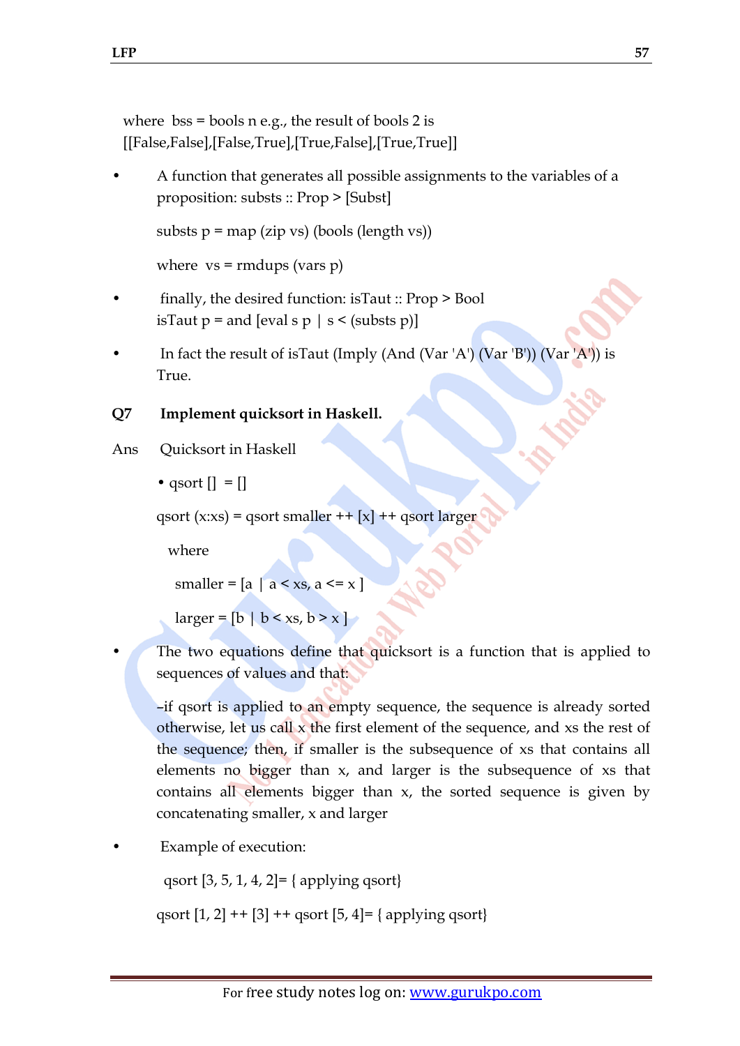where bss = bools n e.g., the result of bools 2 is [[False,False],[False,True],[True,False],[True,True]]

- A function that generates all possible assignments to the variables of a proposition: substs :: Prop > [Subst]

  substs p = map (zip vs) (bools (length vs))

  where vs = rmdups (vars p)

- finally, the desired function: isTaut :: Prop > Bool
  isTaut p = and [eval s p | s < (substs p)]

- In fact the result of isTaut (Imply (And (Var 'A') (Var 'B')) (Var 'A')) is True.

**Q7 Implement quicksort in Haskell.**

Ans Quicksort in Haskell

- qsort [] = []

```
qsort (x:xs) = qsort smaller ++ [x] ++ qsort larger
  where
   smaller = [a | a < xs, a <= x ]
   larger = [b | b < xs, b > x ]
```

- The two equations define that quicksort is a function that is applied to sequences of values and that:

  –if qsort is applied to an empty sequence, the sequence is already sorted otherwise, let us call x the first element of the sequence, and xs the rest of the sequence; then, if smaller is the subsequence of xs that contains all elements no bigger than x, and larger is the subsequence of xs that contains all elements bigger than x, the sorted sequence is given by concatenating smaller, x and larger

- Example of execution:

  qsort [3, 5, 1, 4, 2]= { applying qsort}

  qsort [1, 2] ++ [3] ++ qsort [5, 4]= { applying qsort}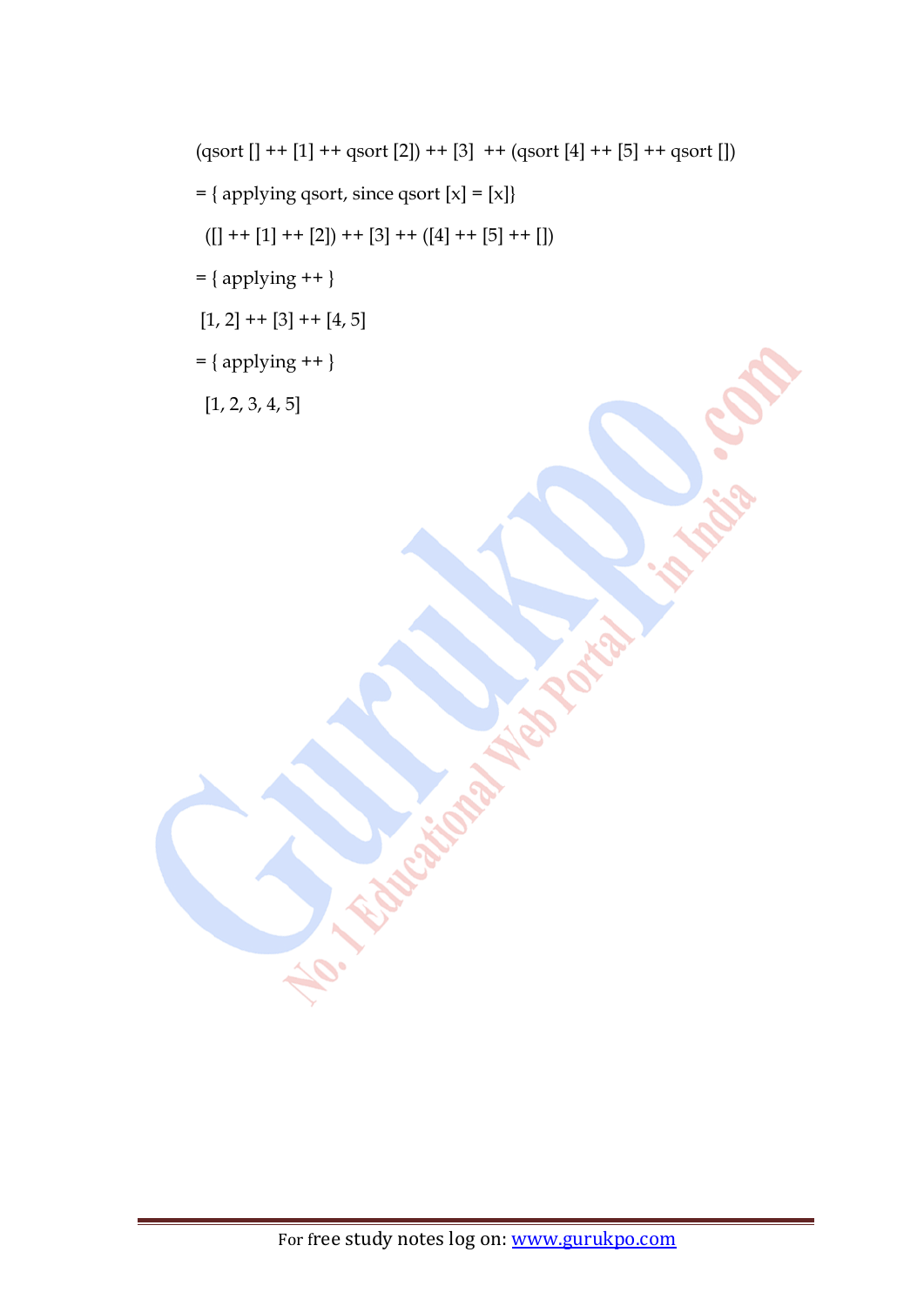(qsort [] ++ [1] ++ qsort [2]) ++ [3] ++ (qsort [4] ++ [5] ++ qsort [])

= { applying qsort, since qsort [x] = [x]}

([] ++ [1] ++ [2]) ++ [3] ++ ([4] ++ [5] ++ [])

= { applying ++ }

[1, 2] ++ [3] ++ [4, 5]

= { applying ++ }

[1, 2, 3, 4, 5]